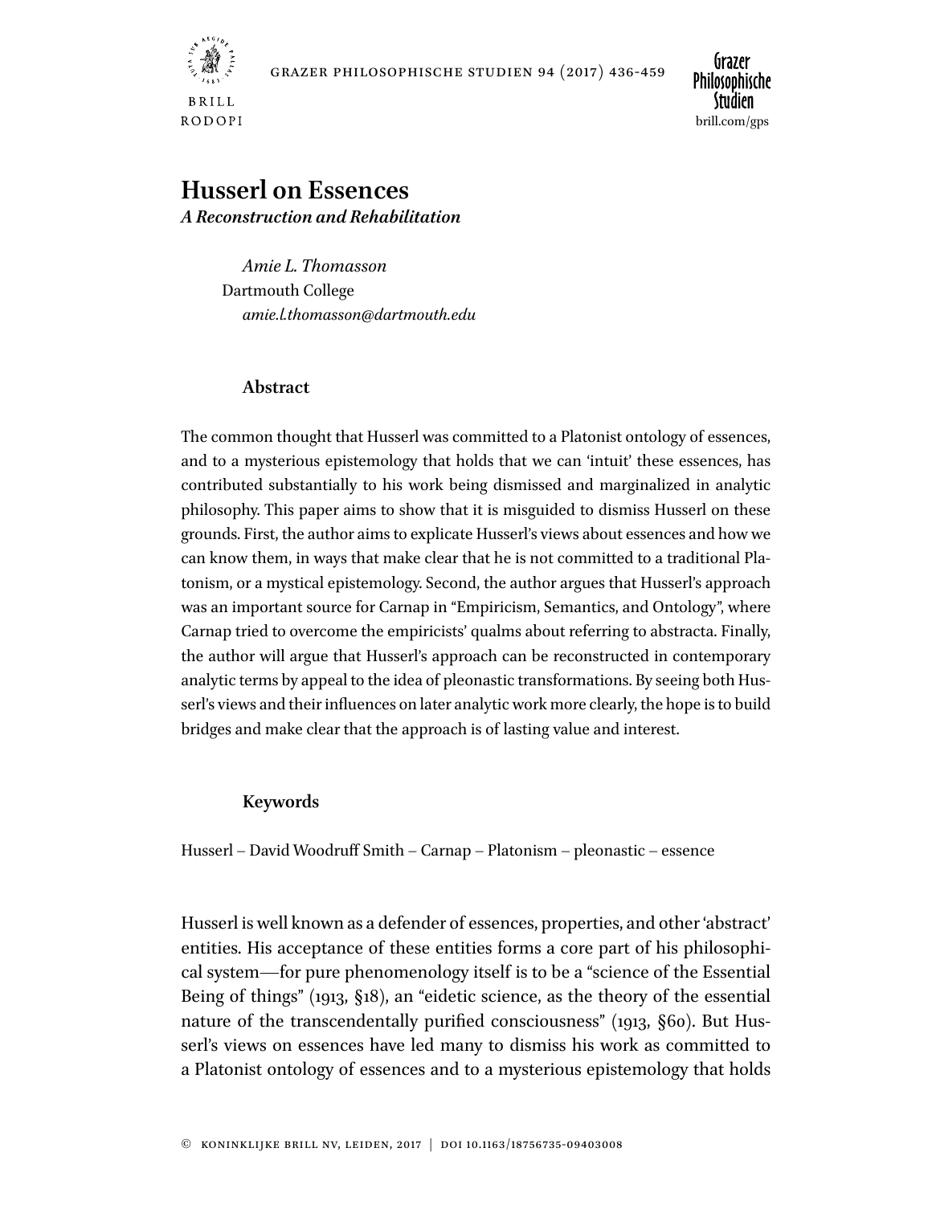# Husserl on Essences

*A Reconstruction and Rehabilitation*

*Amie L. Thomasson*
Dartmouth College
*amie.l.thomasson@dartmouth.edu*

## Abstract

The common thought that Husserl was committed to a Platonist ontology of essences, and to a mysterious epistemology that holds that we can 'intuit' these essences, has contributed substantially to his work being dismissed and marginalized in analytic philosophy. This paper aims to show that it is misguided to dismiss Husserl on these grounds. First, the author aims to explicate Husserl's views about essences and how we can know them, in ways that make clear that he is not committed to a traditional Platonism, or a mystical epistemology. Second, the author argues that Husserl's approach was an important source for Carnap in "Empiricism, Semantics, and Ontology", where Carnap tried to overcome the empiricists' qualms about referring to abstracta. Finally, the author will argue that Husserl's approach can be reconstructed in contemporary analytic terms by appeal to the idea of pleonastic transformations. By seeing both Husserl's views and their influences on later analytic work more clearly, the hope is to build bridges and make clear that the approach is of lasting value and interest.

## Keywords

Husserl – David Woodruff Smith – Carnap – Platonism – pleonastic – essence

Husserl is well known as a defender of essences, properties, and other 'abstract' entities. His acceptance of these entities forms a core part of his philosophical system—for pure phenomenology itself is to be a "science of the Essential Being of things" (1913, §18), an "eidetic science, as the theory of the essential nature of the transcendentally purified consciousness" (1913, §60). But Husserl's views on essences have led many to dismiss his work as committed to a Platonist ontology of essences and to a mysterious epistemology that holds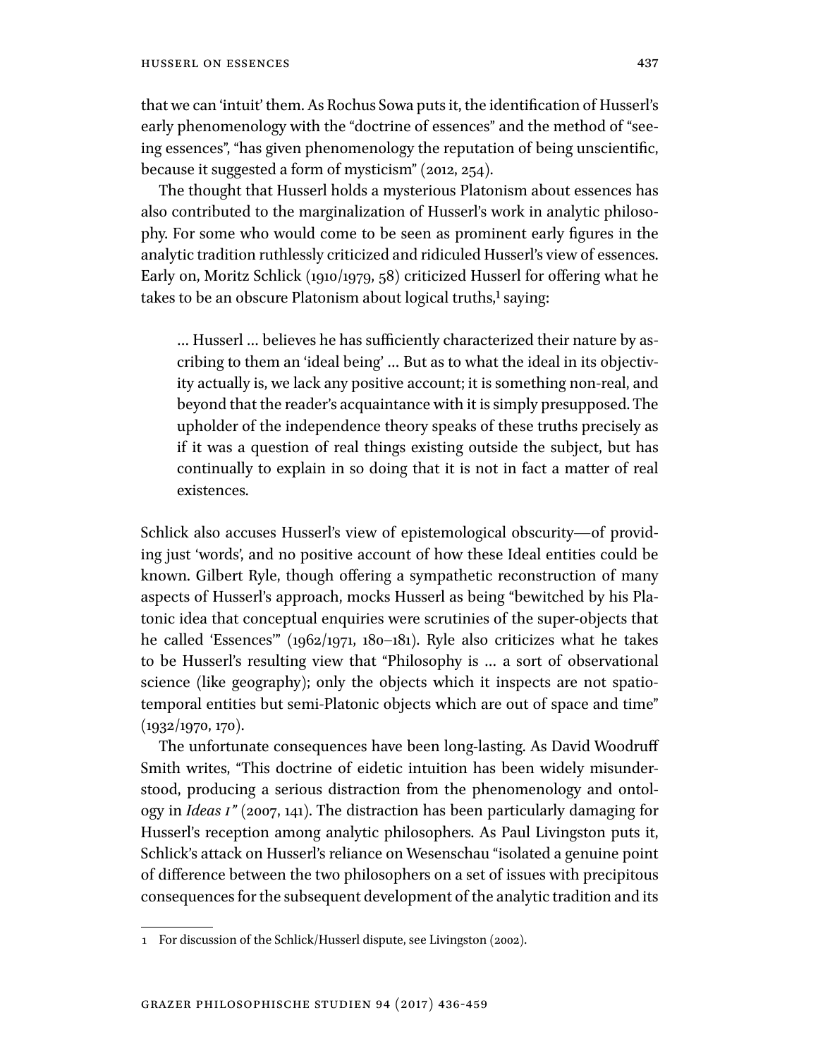that we can 'intuit' them. As Rochus Sowa puts it, the identification of Husserl's early phenomenology with the "doctrine of essences" and the method of "seeing essences", "has given phenomenology the reputation of being unscientific, because it suggested a form of mysticism" (2012, 254).

The thought that Husserl holds a mysterious Platonism about essences has also contributed to the marginalization of Husserl's work in analytic philosophy. For some who would come to be seen as prominent early figures in the analytic tradition ruthlessly criticized and ridiculed Husserl's view of essences. Early on, Moritz Schlick (1910/1979, 58) criticized Husserl for offering what he takes to be an obscure Platonism about logical truths,[1] saying:

> … Husserl … believes he has sufficiently characterized their nature by ascribing to them an 'ideal being' … But as to what the ideal in its objectivity actually is, we lack any positive account; it is something non-real, and beyond that the reader's acquaintance with it is simply presupposed. The upholder of the independence theory speaks of these truths precisely as if it was a question of real things existing outside the subject, but has continually to explain in so doing that it is not in fact a matter of real existences.

Schlick also accuses Husserl's view of epistemological obscurity—of providing just 'words', and no positive account of how these Ideal entities could be known. Gilbert Ryle, though offering a sympathetic reconstruction of many aspects of Husserl's approach, mocks Husserl as being "bewitched by his Platonic idea that conceptual enquiries were scrutinies of the super-objects that he called 'Essences'" (1962/1971, 180–181). Ryle also criticizes what he takes to be Husserl's resulting view that "Philosophy is … a sort of observational science (like geography); only the objects which it inspects are not spatio-temporal entities but semi-Platonic objects which are out of space and time" (1932/1970, 170).

The unfortunate consequences have been long-lasting. As David Woodruff Smith writes, "This doctrine of eidetic intuition has been widely misunderstood, producing a serious distraction from the phenomenology and ontology in *Ideas 1"* (2007, 141). The distraction has been particularly damaging for Husserl's reception among analytic philosophers. As Paul Livingston puts it, Schlick's attack on Husserl's reliance on Wesenschau "isolated a genuine point of difference between the two philosophers on a set of issues with precipitous consequences for the subsequent development of the analytic tradition and its

1 For discussion of the Schlick/Husserl dispute, see Livingston (2002).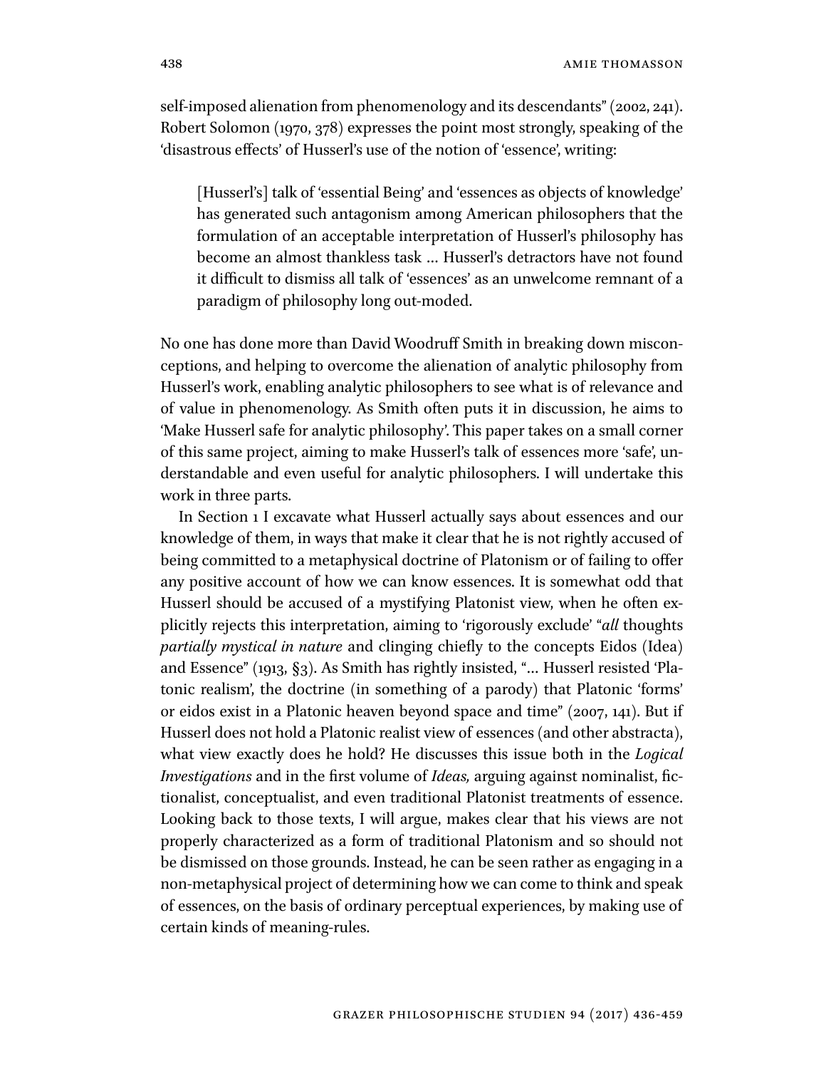self-imposed alienation from phenomenology and its descendants" (2002, 241). Robert Solomon (1970, 378) expresses the point most strongly, speaking of the 'disastrous effects' of Husserl's use of the notion of 'essence', writing:

> [Husserl's] talk of 'essential Being' and 'essences as objects of knowledge' has generated such antagonism among American philosophers that the formulation of an acceptable interpretation of Husserl's philosophy has become an almost thankless task … Husserl's detractors have not found it difficult to dismiss all talk of 'essences' as an unwelcome remnant of a paradigm of philosophy long out-moded.

No one has done more than David Woodruff Smith in breaking down misconceptions, and helping to overcome the alienation of analytic philosophy from Husserl's work, enabling analytic philosophers to see what is of relevance and of value in phenomenology. As Smith often puts it in discussion, he aims to 'Make Husserl safe for analytic philosophy'. This paper takes on a small corner of this same project, aiming to make Husserl's talk of essences more 'safe', understandable and even useful for analytic philosophers. I will undertake this work in three parts.

In Section 1 I excavate what Husserl actually says about essences and our knowledge of them, in ways that make it clear that he is not rightly accused of being committed to a metaphysical doctrine of Platonism or of failing to offer any positive account of how we can know essences. It is somewhat odd that Husserl should be accused of a mystifying Platonist view, when he often explicitly rejects this interpretation, aiming to 'rigorously exclude' "*all* thoughts *partially mystical in nature* and clinging chiefly to the concepts Eidos (Idea) and Essence" (1913, §3). As Smith has rightly insisted, "… Husserl resisted 'Platonic realism', the doctrine (in something of a parody) that Platonic 'forms' or eidos exist in a Platonic heaven beyond space and time" (2007, 141). But if Husserl does not hold a Platonic realist view of essences (and other abstracta), what view exactly does he hold? He discusses this issue both in the *Logical Investigations* and in the first volume of *Ideas,* arguing against nominalist, fictionalist, conceptualist, and even traditional Platonist treatments of essence. Looking back to those texts, I will argue, makes clear that his views are not properly characterized as a form of traditional Platonism and so should not be dismissed on those grounds. Instead, he can be seen rather as engaging in a non-metaphysical project of determining how we can come to think and speak of essences, on the basis of ordinary perceptual experiences, by making use of certain kinds of meaning-rules.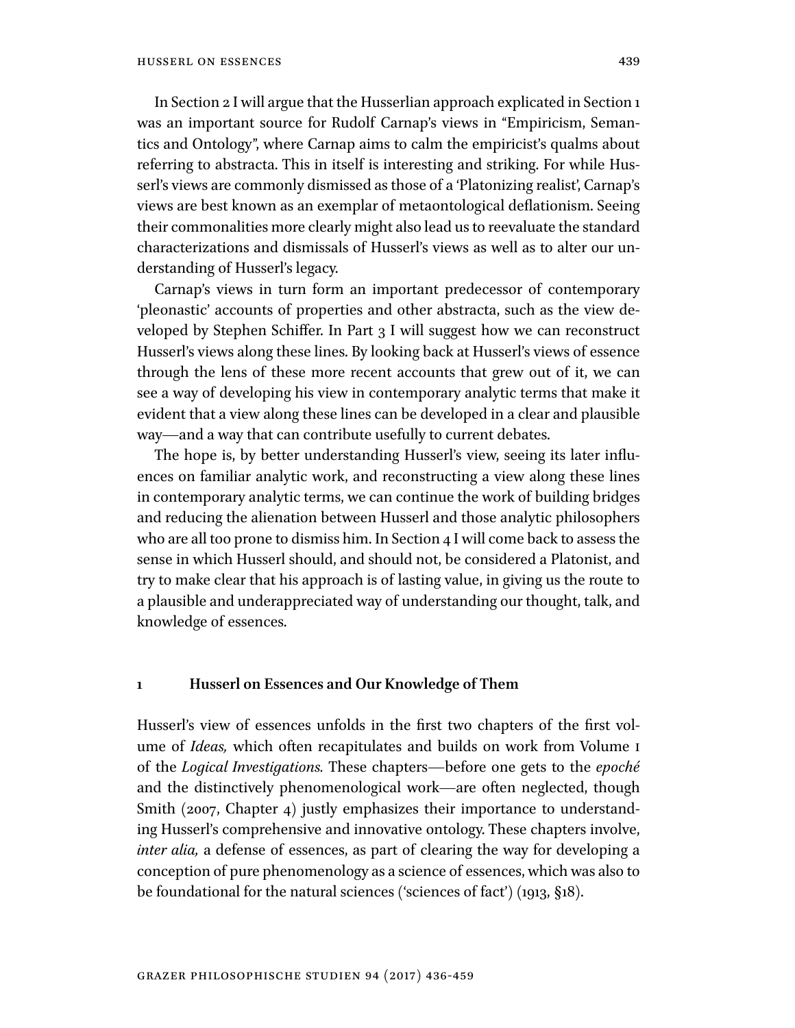In Section 2 I will argue that the Husserlian approach explicated in Section 1 was an important source for Rudolf Carnap's views in "Empiricism, Semantics and Ontology", where Carnap aims to calm the empiricist's qualms about referring to abstracta. This in itself is interesting and striking. For while Husserl's views are commonly dismissed as those of a 'Platonizing realist', Carnap's views are best known as an exemplar of metaontological deflationism. Seeing their commonalities more clearly might also lead us to reevaluate the standard characterizations and dismissals of Husserl's views as well as to alter our understanding of Husserl's legacy.

Carnap's views in turn form an important predecessor of contemporary 'pleonastic' accounts of properties and other abstracta, such as the view developed by Stephen Schiffer. In Part 3 I will suggest how we can reconstruct Husserl's views along these lines. By looking back at Husserl's views of essence through the lens of these more recent accounts that grew out of it, we can see a way of developing his view in contemporary analytic terms that make it evident that a view along these lines can be developed in a clear and plausible way—and a way that can contribute usefully to current debates.

The hope is, by better understanding Husserl's view, seeing its later influences on familiar analytic work, and reconstructing a view along these lines in contemporary analytic terms, we can continue the work of building bridges and reducing the alienation between Husserl and those analytic philosophers who are all too prone to dismiss him. In Section 4 I will come back to assess the sense in which Husserl should, and should not, be considered a Platonist, and try to make clear that his approach is of lasting value, in giving us the route to a plausible and underappreciated way of understanding our thought, talk, and knowledge of essences.

## 1 Husserl on Essences and Our Knowledge of Them

Husserl's view of essences unfolds in the first two chapters of the first volume of *Ideas,* which often recapitulates and builds on work from Volume 1 of the *Logical Investigations.* These chapters—before one gets to the *epoché* and the distinctively phenomenological work—are often neglected, though Smith (2007, Chapter 4) justly emphasizes their importance to understanding Husserl's comprehensive and innovative ontology. These chapters involve, *inter alia,* a defense of essences, as part of clearing the way for developing a conception of pure phenomenology as a science of essences, which was also to be foundational for the natural sciences ('sciences of fact') (1913, §18).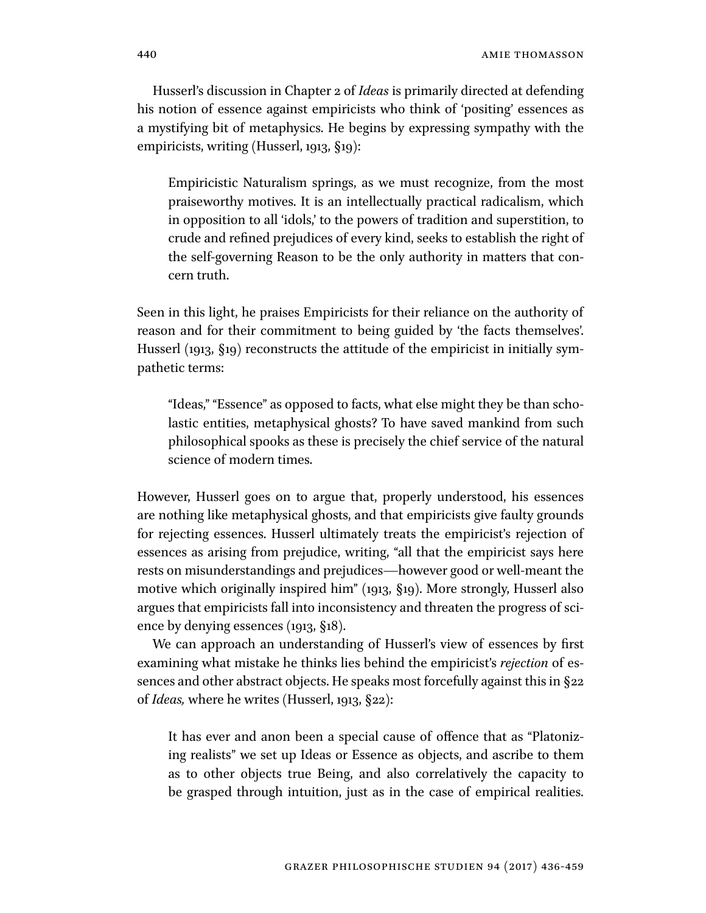Husserl's discussion in Chapter 2 of *Ideas* is primarily directed at defending his notion of essence against empiricists who think of 'positing' essences as a mystifying bit of metaphysics. He begins by expressing sympathy with the empiricists, writing (Husserl, 1913, §19):

> Empiricistic Naturalism springs, as we must recognize, from the most praiseworthy motives. It is an intellectually practical radicalism, which in opposition to all 'idols,' to the powers of tradition and superstition, to crude and refined prejudices of every kind, seeks to establish the right of the self-governing Reason to be the only authority in matters that concern truth.

Seen in this light, he praises Empiricists for their reliance on the authority of reason and for their commitment to being guided by 'the facts themselves'. Husserl (1913, §19) reconstructs the attitude of the empiricist in initially sympathetic terms:

> "Ideas," "Essence" as opposed to facts, what else might they be than scholastic entities, metaphysical ghosts? To have saved mankind from such philosophical spooks as these is precisely the chief service of the natural science of modern times.

However, Husserl goes on to argue that, properly understood, his essences are nothing like metaphysical ghosts, and that empiricists give faulty grounds for rejecting essences. Husserl ultimately treats the empiricist's rejection of essences as arising from prejudice, writing, "all that the empiricist says here rests on misunderstandings and prejudices—however good or well-meant the motive which originally inspired him" (1913, §19). More strongly, Husserl also argues that empiricists fall into inconsistency and threaten the progress of science by denying essences (1913, §18).

We can approach an understanding of Husserl's view of essences by first examining what mistake he thinks lies behind the empiricist's *rejection* of essences and other abstract objects. He speaks most forcefully against this in §22 of *Ideas,* where he writes (Husserl, 1913, §22):

> It has ever and anon been a special cause of offence that as "Platonizing realists" we set up Ideas or Essence as objects, and ascribe to them as to other objects true Being, and also correlatively the capacity to be grasped through intuition, just as in the case of empirical realities.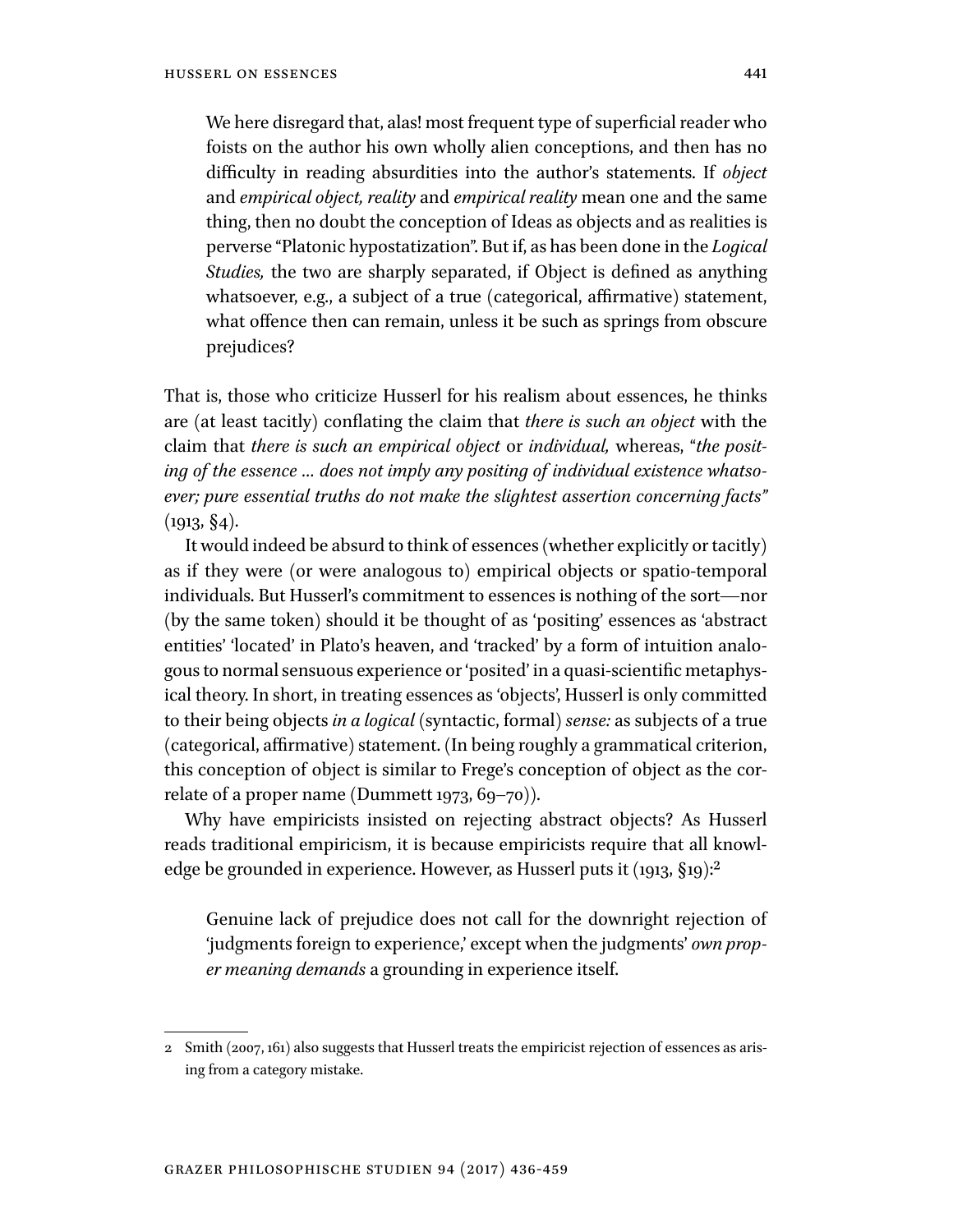> We here disregard that, alas! most frequent type of superficial reader who foists on the author his own wholly alien conceptions, and then has no difficulty in reading absurdities into the author's statements. If *object* and *empirical object, reality* and *empirical reality* mean one and the same thing, then no doubt the conception of Ideas as objects and as realities is perverse "Platonic hypostatization". But if, as has been done in the *Logical Studies,* the two are sharply separated, if Object is defined as anything whatsoever, e.g., a subject of a true (categorical, affirmative) statement, what offence then can remain, unless it be such as springs from obscure prejudices?

That is, those who criticize Husserl for his realism about essences, he thinks are (at least tacitly) conflating the claim that *there is such an object* with the claim that *there is such an empirical object* or *individual,* whereas, "*the positing of the essence ... does not imply any positing of individual existence whatsoever; pure essential truths do not make the slightest assertion concerning facts*" (1913, §4).

It would indeed be absurd to think of essences (whether explicitly or tacitly) as if they were (or were analogous to) empirical objects or spatio-temporal individuals. But Husserl's commitment to essences is nothing of the sort—nor (by the same token) should it be thought of as 'positing' essences as 'abstract entities' 'located' in Plato's heaven, and 'tracked' by a form of intuition analogous to normal sensuous experience or 'posited' in a quasi-scientific metaphysical theory. In short, in treating essences as 'objects', Husserl is only committed to their being objects *in a logical* (syntactic, formal) *sense:* as subjects of a true (categorical, affirmative) statement. (In being roughly a grammatical criterion, this conception of object is similar to Frege's conception of object as the correlate of a proper name (Dummett 1973, 69–70)).

Why have empiricists insisted on rejecting abstract objects? As Husserl reads traditional empiricism, it is because empiricists require that all knowledge be grounded in experience. However, as Husserl puts it (1913, §19):[2]

> Genuine lack of prejudice does not call for the downright rejection of 'judgments foreign to experience,' except when the judgments' *own proper meaning demands* a grounding in experience itself.

---

2 Smith (2007, 161) also suggests that Husserl treats the empiricist rejection of essences as arising from a category mistake.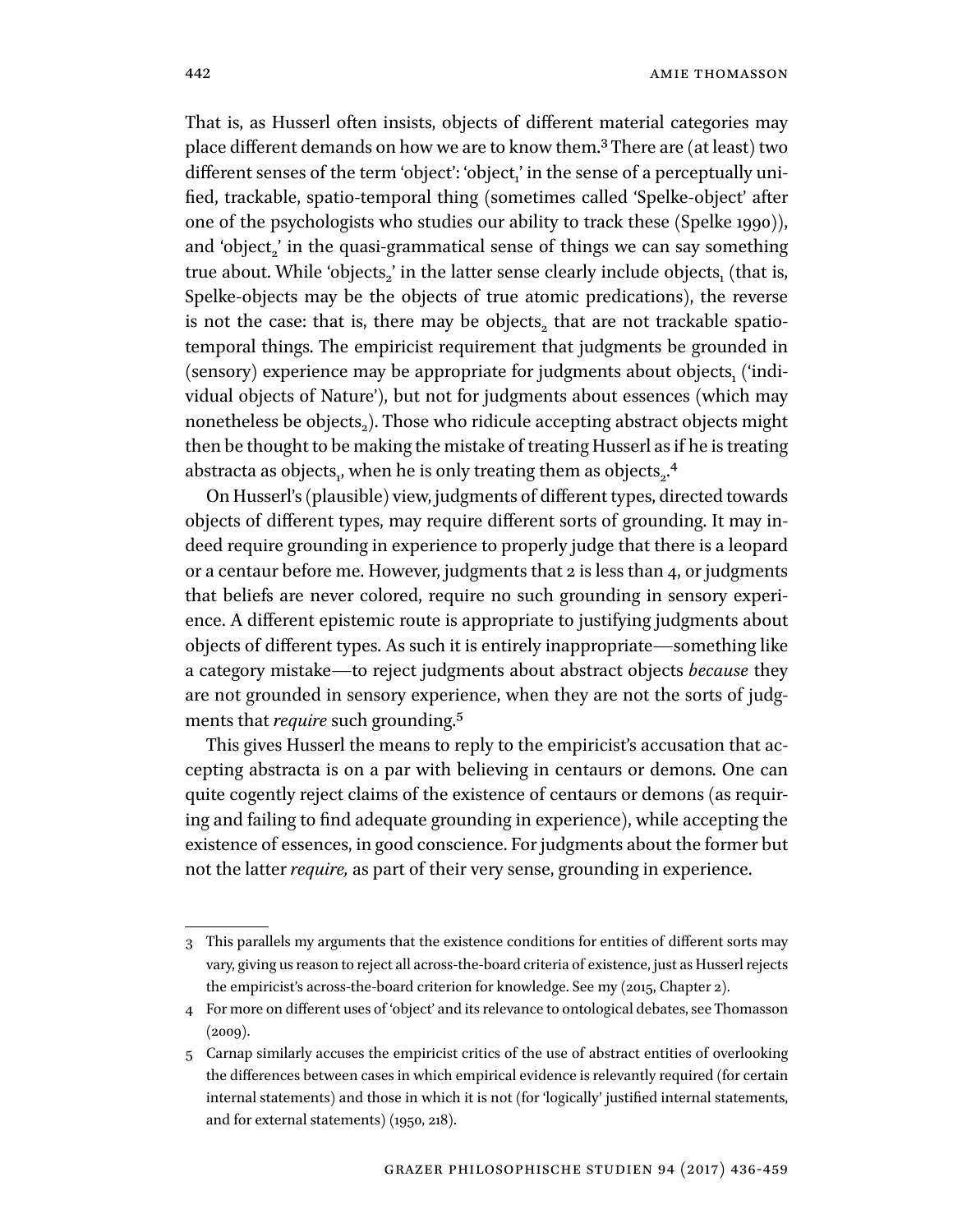That is, as Husserl often insists, objects of different material categories may place different demands on how we are to know them.[3] There are (at least) two different senses of the term 'object': '$\text{object}_1$' in the sense of a perceptually unified, trackable, spatio-temporal thing (sometimes called 'Spelke-object' after one of the psychologists who studies our ability to track these (Spelke 1990)), and '$\text{object}_2$' in the quasi-grammatical sense of things we can say something true about. While '$\text{objects}_2$' in the latter sense clearly include $\text{objects}_1$ (that is, Spelke-objects may be the objects of true atomic predications), the reverse is not the case: that is, there may be $\text{objects}_2$ that are not trackable spatio-temporal things. The empiricist requirement that judgments be grounded in (sensory) experience may be appropriate for judgments about $\text{objects}_1$ ('individual objects of Nature'), but not for judgments about essences (which may nonetheless be $\text{objects}_2$). Those who ridicule accepting abstract objects might then be thought to be making the mistake of treating Husserl as if he is treating abstracta as $\text{objects}_1$, when he is only treating them as $\text{objects}_2$.[4]

On Husserl's (plausible) view, judgments of different types, directed towards objects of different types, may require different sorts of grounding. It may indeed require grounding in experience to properly judge that there is a leopard or a centaur before me. However, judgments that 2 is less than 4, or judgments that beliefs are never colored, require no such grounding in sensory experience. A different epistemic route is appropriate to justifying judgments about objects of different types. As such it is entirely inappropriate—something like a category mistake—to reject judgments about abstract objects *because* they are not grounded in sensory experience, when they are not the sorts of judgments that *require* such grounding.[5]

This gives Husserl the means to reply to the empiricist's accusation that accepting abstracta is on a par with believing in centaurs or demons. One can quite cogently reject claims of the existence of centaurs or demons (as requiring and failing to find adequate grounding in experience), while accepting the existence of essences, in good conscience. For judgments about the former but not the latter *require,* as part of their very sense, grounding in experience.

---

3 This parallels my arguments that the existence conditions for entities of different sorts may vary, giving us reason to reject all across-the-board criteria of existence, just as Husserl rejects the empiricist's across-the-board criterion for knowledge. See my (2015, Chapter 2).

4 For more on different uses of 'object' and its relevance to ontological debates, see Thomasson (2009).

5 Carnap similarly accuses the empiricist critics of the use of abstract entities of overlooking the differences between cases in which empirical evidence is relevantly required (for certain internal statements) and those in which it is not (for 'logically' justified internal statements, and for external statements) (1950, 218).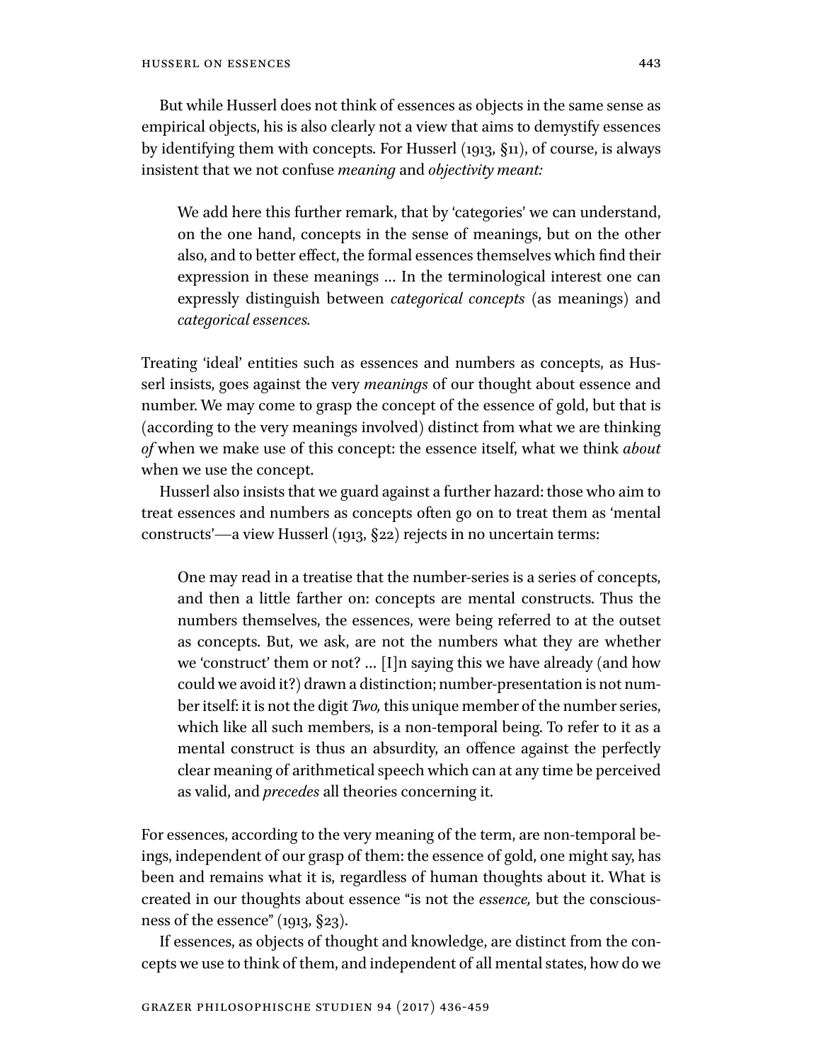But while Husserl does not think of essences as objects in the same sense as empirical objects, his is also clearly not a view that aims to demystify essences by identifying them with concepts. For Husserl (1913, §11), of course, is always insistent that we not confuse *meaning* and *objectivity meant:*

> We add here this further remark, that by 'categories' we can understand, on the one hand, concepts in the sense of meanings, but on the other also, and to better effect, the formal essences themselves which find their expression in these meanings … In the terminological interest one can expressly distinguish between *categorical concepts* (as meanings) and *categorical essences.*

Treating 'ideal' entities such as essences and numbers as concepts, as Husserl insists, goes against the very *meanings* of our thought about essence and number. We may come to grasp the concept of the essence of gold, but that is (according to the very meanings involved) distinct from what we are thinking *of* when we make use of this concept: the essence itself, what we think *about* when we use the concept.

Husserl also insists that we guard against a further hazard: those who aim to treat essences and numbers as concepts often go on to treat them as 'mental constructs'—a view Husserl (1913, §22) rejects in no uncertain terms:

> One may read in a treatise that the number-series is a series of concepts, and then a little farther on: concepts are mental constructs. Thus the numbers themselves, the essences, were being referred to at the outset as concepts. But, we ask, are not the numbers what they are whether we 'construct' them or not? … [I]n saying this we have already (and how could we avoid it?) drawn a distinction; number-presentation is not number itself: it is not the digit *Two,* this unique member of the number series, which like all such members, is a non-temporal being. To refer to it as a mental construct is thus an absurdity, an offence against the perfectly clear meaning of arithmetical speech which can at any time be perceived as valid, and *precedes* all theories concerning it.

For essences, according to the very meaning of the term, are non-temporal beings, independent of our grasp of them: the essence of gold, one might say, has been and remains what it is, regardless of human thoughts about it. What is created in our thoughts about essence "is not the *essence,* but the consciousness of the essence" (1913, §23).

If essences, as objects of thought and knowledge, are distinct from the concepts we use to think of them, and independent of all mental states, how do we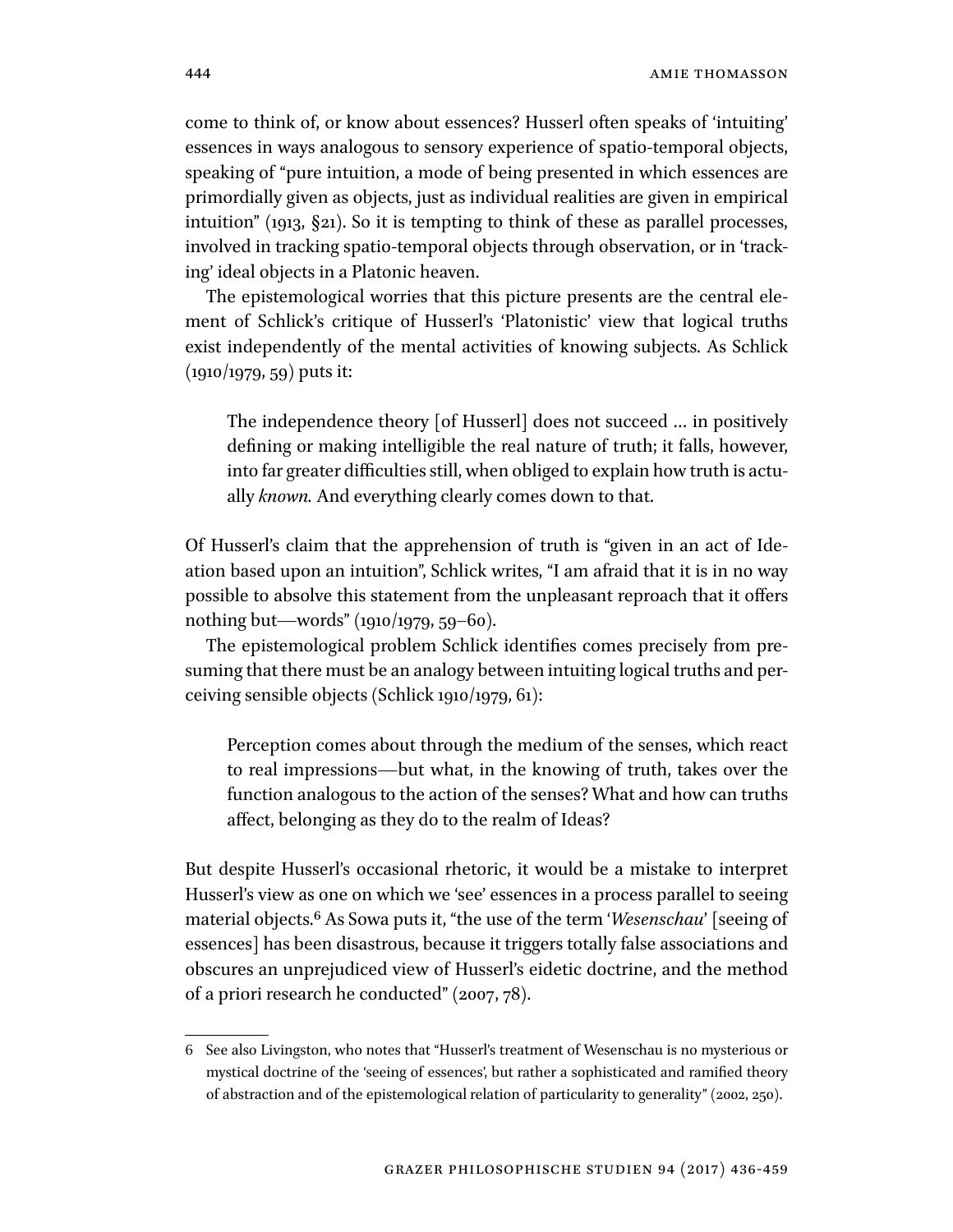come to think of, or know about essences? Husserl often speaks of 'intuiting' essences in ways analogous to sensory experience of spatio-temporal objects, speaking of "pure intuition, a mode of being presented in which essences are primordially given as objects, just as individual realities are given in empirical intuition" (1913, §21). So it is tempting to think of these as parallel processes, involved in tracking spatio-temporal objects through observation, or in 'tracking' ideal objects in a Platonic heaven.

The epistemological worries that this picture presents are the central element of Schlick's critique of Husserl's 'Platonistic' view that logical truths exist independently of the mental activities of knowing subjects. As Schlick (1910/1979, 59) puts it:

> The independence theory [of Husserl] does not succeed … in positively defining or making intelligible the real nature of truth; it falls, however, into far greater difficulties still, when obliged to explain how truth is actually *known*. And everything clearly comes down to that.

Of Husserl's claim that the apprehension of truth is "given in an act of Ideation based upon an intuition", Schlick writes, "I am afraid that it is in no way possible to absolve this statement from the unpleasant reproach that it offers nothing but—words" (1910/1979, 59–60).

The epistemological problem Schlick identifies comes precisely from presuming that there must be an analogy between intuiting logical truths and perceiving sensible objects (Schlick 1910/1979, 61):

> Perception comes about through the medium of the senses, which react to real impressions—but what, in the knowing of truth, takes over the function analogous to the action of the senses? What and how can truths affect, belonging as they do to the realm of Ideas?

But despite Husserl's occasional rhetoric, it would be a mistake to interpret Husserl's view as one on which we 'see' essences in a process parallel to seeing material objects.[6] As Sowa puts it, "the use of the term '*Wesenschau*' [seeing of essences] has been disastrous, because it triggers totally false associations and obscures an unprejudiced view of Husserl's eidetic doctrine, and the method of a priori research he conducted" (2007, 78).

---

6 See also Livingston, who notes that "Husserl's treatment of Wesenschau is no mysterious or mystical doctrine of the 'seeing of essences', but rather a sophisticated and ramified theory of abstraction and of the epistemological relation of particularity to generality" (2002, 250).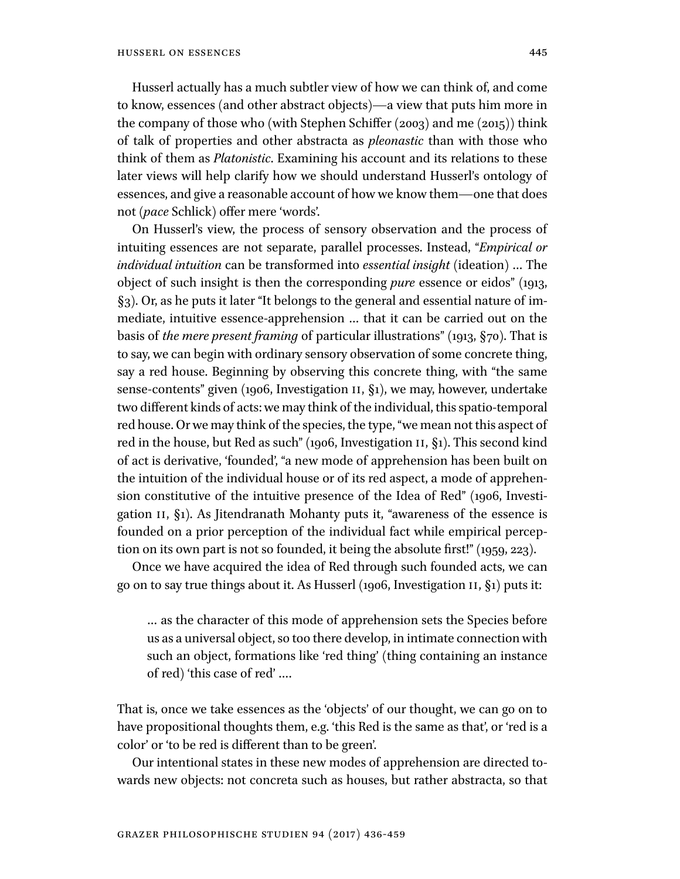Husserl actually has a much subtler view of how we can think of, and come to know, essences (and other abstract objects)—a view that puts him more in the company of those who (with Stephen Schiffer (2003) and me (2015)) think of talk of properties and other abstracta as *pleonastic* than with those who think of them as *Platonistic*. Examining his account and its relations to these later views will help clarify how we should understand Husserl's ontology of essences, and give a reasonable account of how we know them—one that does not (*pace* Schlick) offer mere 'words'.

On Husserl's view, the process of sensory observation and the process of intuiting essences are not separate, parallel processes. Instead, "*Empirical or individual intuition* can be transformed into *essential insight* (ideation) … The object of such insight is then the corresponding *pure* essence or eidos" (1913, §3). Or, as he puts it later "It belongs to the general and essential nature of immediate, intuitive essence-apprehension … that it can be carried out on the basis of *the mere present framing* of particular illustrations" (1913, §70). That is to say, we can begin with ordinary sensory observation of some concrete thing, say a red house. Beginning by observing this concrete thing, with "the same sense-contents" given (1906, Investigation II, §1), we may, however, undertake two different kinds of acts: we may think of the individual, this spatio-temporal red house. Or we may think of the species, the type, "we mean not this aspect of red in the house, but Red as such" (1906, Investigation II, §1). This second kind of act is derivative, 'founded', "a new mode of apprehension has been built on the intuition of the individual house or of its red aspect, a mode of apprehension constitutive of the intuitive presence of the Idea of Red" (1906, Investigation II, §1). As Jitendranath Mohanty puts it, "awareness of the essence is founded on a prior perception of the individual fact while empirical perception on its own part is not so founded, it being the absolute first!" (1959, 223).

Once we have acquired the idea of Red through such founded acts, we can go on to say true things about it. As Husserl (1906, Investigation II, §1) puts it:

> … as the character of this mode of apprehension sets the Species before us as a universal object, so too there develop, in intimate connection with such an object, formations like 'red thing' (thing containing an instance of red) 'this case of red' ….

That is, once we take essences as the 'objects' of our thought, we can go on to have propositional thoughts them, e.g. 'this Red is the same as that', or 'red is a color' or 'to be red is different than to be green'.

Our intentional states in these new modes of apprehension are directed towards new objects: not concreta such as houses, but rather abstracta, so that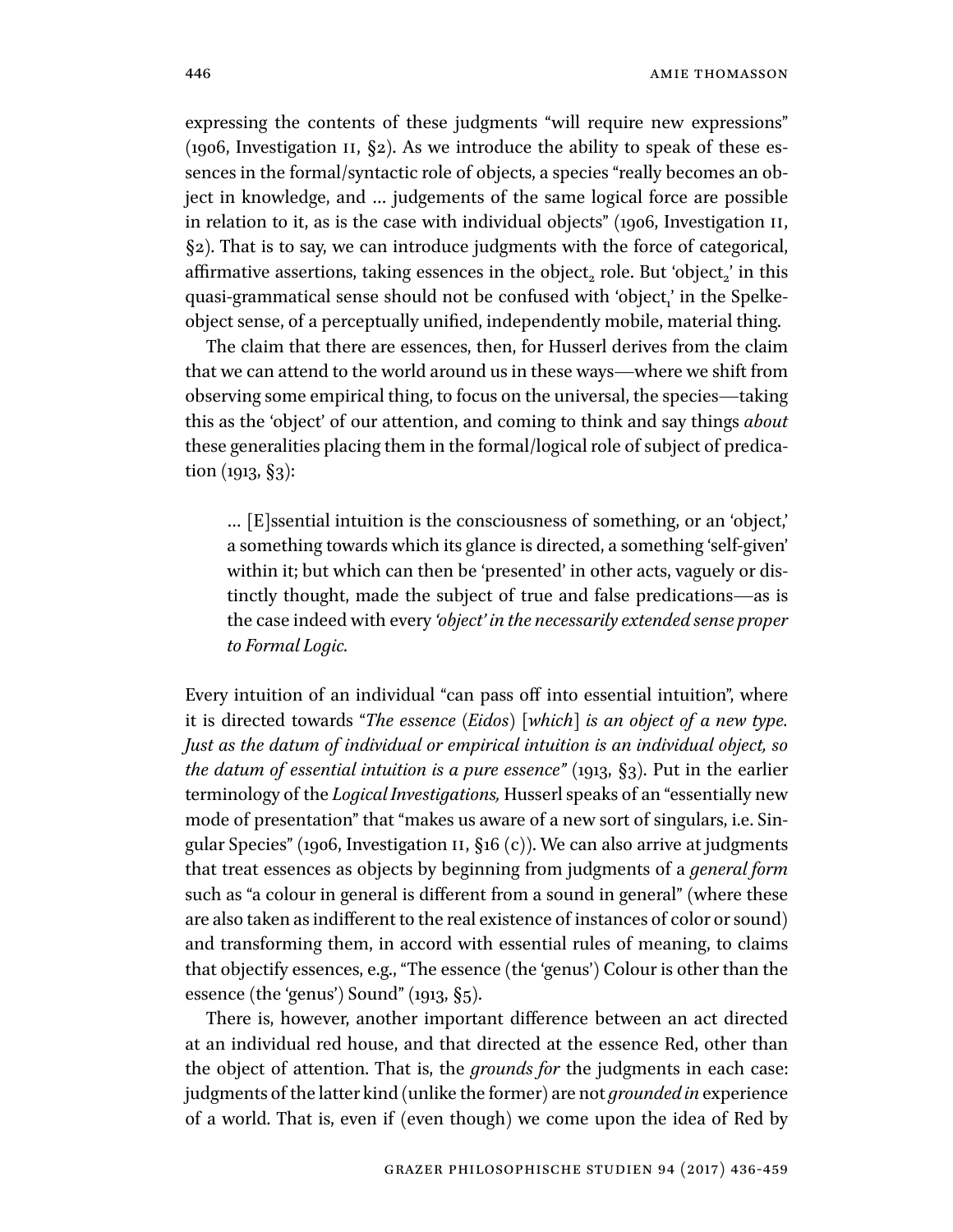expressing the contents of these judgments "will require new expressions" (1906, Investigation II, §2). As we introduce the ability to speak of these essences in the formal/syntactic role of objects, a species "really becomes an object in knowledge, and … judgements of the same logical force are possible in relation to it, as is the case with individual objects" (1906, Investigation II, §2). That is to say, we can introduce judgments with the force of categorical, affirmative assertions, taking essences in the object$_2$ role. But 'object$_2$' in this quasi-grammatical sense should not be confused with 'object$_1$' in the Spelke-object sense, of a perceptually unified, independently mobile, material thing.

The claim that there are essences, then, for Husserl derives from the claim that we can attend to the world around us in these ways—where we shift from observing some empirical thing, to focus on the universal, the species—taking this as the 'object' of our attention, and coming to think and say things *about* these generalities placing them in the formal/logical role of subject of predication (1913, §3):

> … [E]ssential intuition is the consciousness of something, or an 'object,' a something towards which its glance is directed, a something 'self-given' within it; but which can then be 'presented' in other acts, vaguely or distinctly thought, made the subject of true and false predications—as is the case indeed with every *'object' in the necessarily extended sense proper to Formal Logic.*

Every intuition of an individual "can pass off into essential intuition", where it is directed towards "*The essence (Eidos) [which] is an object of a new type. Just as the datum of individual or empirical intuition is an individual object, so the datum of essential intuition is a pure essence"* (1913, §3). Put in the earlier terminology of the *Logical Investigations,* Husserl speaks of an "essentially new mode of presentation" that "makes us aware of a new sort of singulars, i.e. Singular Species" (1906, Investigation II, §16 (c)). We can also arrive at judgments that treat essences as objects by beginning from judgments of a *general form* such as "a colour in general is different from a sound in general" (where these are also taken as indifferent to the real existence of instances of color or sound) and transforming them, in accord with essential rules of meaning, to claims that objectify essences, e.g., "The essence (the 'genus') Colour is other than the essence (the 'genus') Sound" (1913, §5).

There is, however, another important difference between an act directed at an individual red house, and that directed at the essence Red, other than the object of attention. That is, the *grounds for* the judgments in each case: judgments of the latter kind (unlike the former) are not *grounded in* experience of a world. That is, even if (even though) we come upon the idea of Red by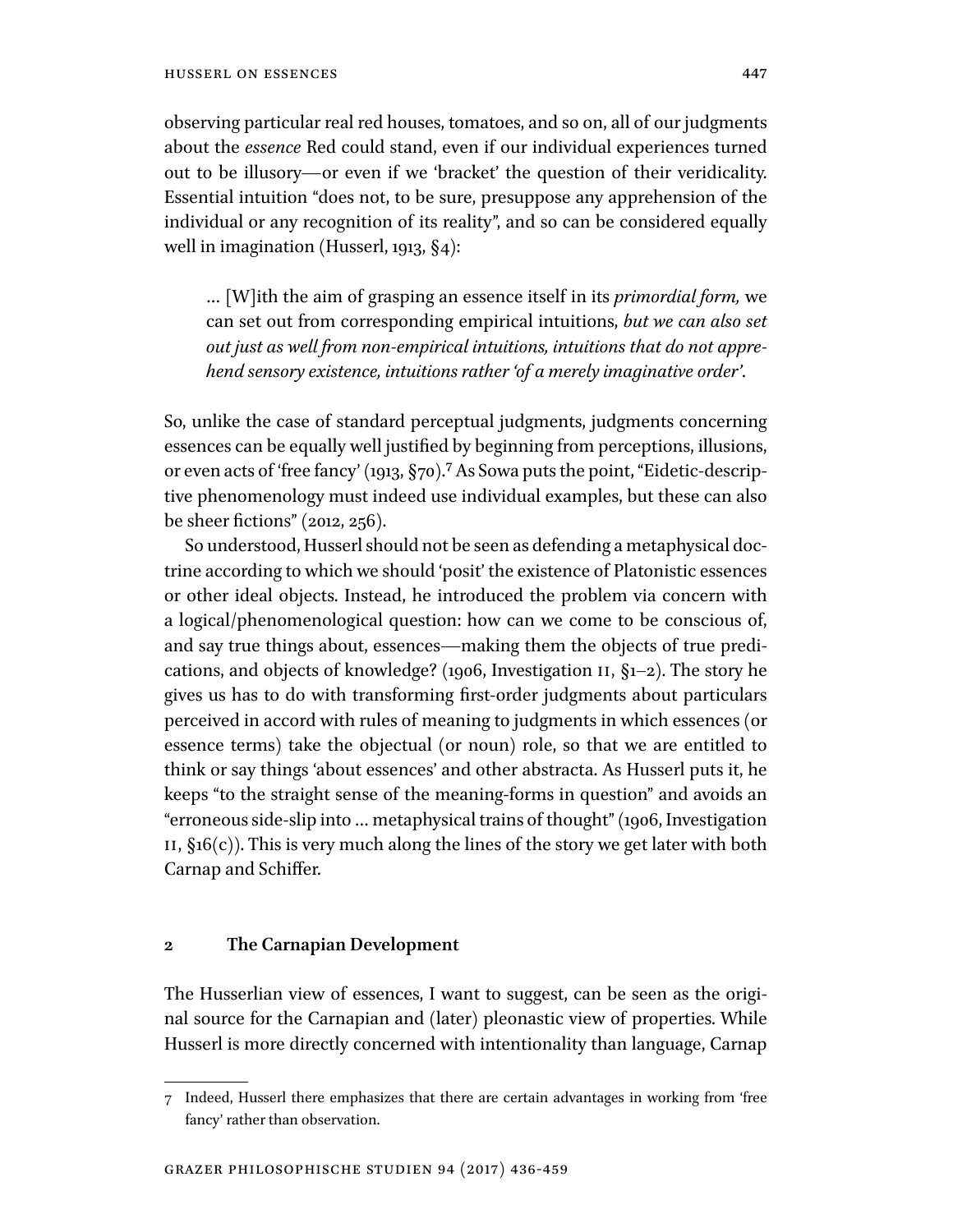observing particular real red houses, tomatoes, and so on, all of our judgments about the *essence* Red could stand, even if our individual experiences turned out to be illusory—or even if we 'bracket' the question of their veridicality. Essential intuition "does not, to be sure, presuppose any apprehension of the individual or any recognition of its reality", and so can be considered equally well in imagination (Husserl, 1913, §4):

> … [W]ith the aim of grasping an essence itself in its *primordial form,* we can set out from corresponding empirical intuitions, *but we can also set out just as well from non-empirical intuitions, intuitions that do not apprehend sensory existence, intuitions rather 'of a merely imaginative order'*.

So, unlike the case of standard perceptual judgments, judgments concerning essences can be equally well justified by beginning from perceptions, illusions, or even acts of 'free fancy' (1913, §70).[7] As Sowa puts the point, "Eidetic-descriptive phenomenology must indeed use individual examples, but these can also be sheer fictions" (2012, 256).

So understood, Husserl should not be seen as defending a metaphysical doctrine according to which we should 'posit' the existence of Platonistic essences or other ideal objects. Instead, he introduced the problem via concern with a logical/phenomenological question: how can we come to be conscious of, and say true things about, essences—making them the objects of true predications, and objects of knowledge? (1906, Investigation II, §1–2). The story he gives us has to do with transforming first-order judgments about particulars perceived in accord with rules of meaning to judgments in which essences (or essence terms) take the objectual (or noun) role, so that we are entitled to think or say things 'about essences' and other abstracta. As Husserl puts it, he keeps "to the straight sense of the meaning-forms in question" and avoids an "erroneous side-slip into … metaphysical trains of thought" (1906, Investigation II, §16(c)). This is very much along the lines of the story we get later with both Carnap and Schiffer.

## 2 The Carnapian Development

The Husserlian view of essences, I want to suggest, can be seen as the original source for the Carnapian and (later) pleonastic view of properties. While Husserl is more directly concerned with intentionality than language, Carnap

---

7 Indeed, Husserl there emphasizes that there are certain advantages in working from 'free fancy' rather than observation.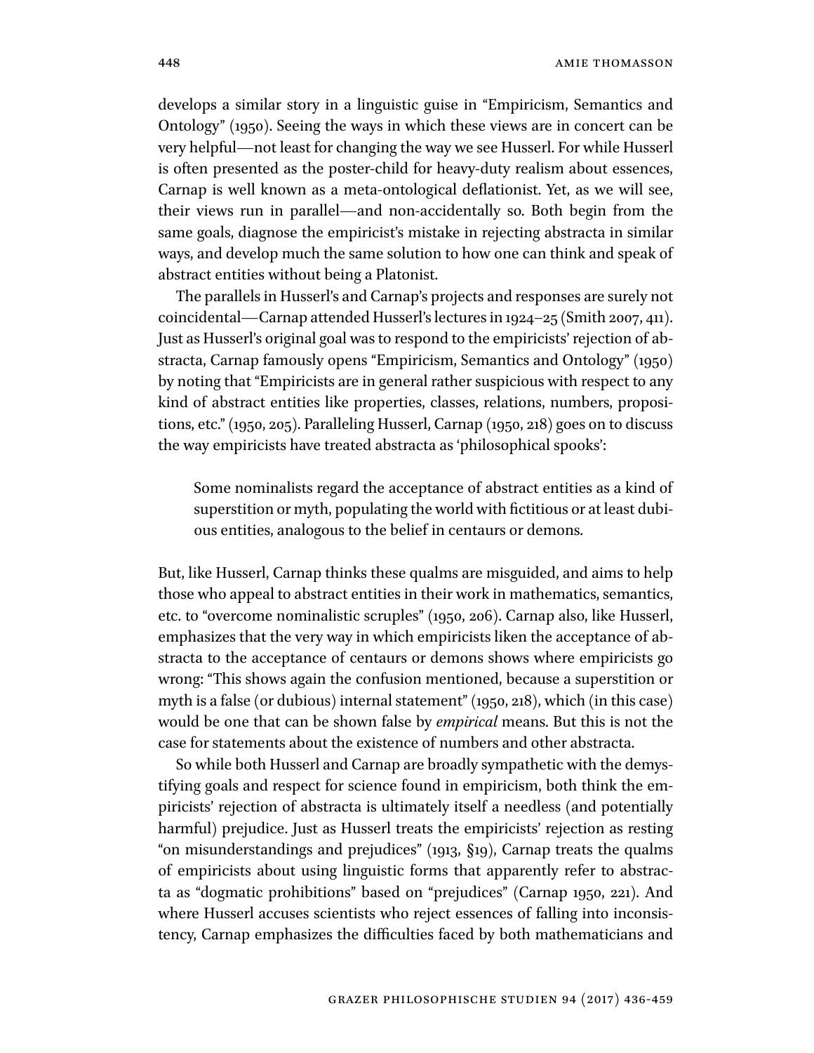develops a similar story in a linguistic guise in "Empiricism, Semantics and Ontology" (1950). Seeing the ways in which these views are in concert can be very helpful—not least for changing the way we see Husserl. For while Husserl is often presented as the poster-child for heavy-duty realism about essences, Carnap is well known as a meta-ontological deflationist. Yet, as we will see, their views run in parallel—and non-accidentally so. Both begin from the same goals, diagnose the empiricist's mistake in rejecting abstracta in similar ways, and develop much the same solution to how one can think and speak of abstract entities without being a Platonist.

The parallels in Husserl's and Carnap's projects and responses are surely not coincidental—Carnap attended Husserl's lectures in 1924–25 (Smith 2007, 411). Just as Husserl's original goal was to respond to the empiricists' rejection of abstracta, Carnap famously opens "Empiricism, Semantics and Ontology" (1950) by noting that "Empiricists are in general rather suspicious with respect to any kind of abstract entities like properties, classes, relations, numbers, propositions, etc." (1950, 205). Paralleling Husserl, Carnap (1950, 218) goes on to discuss the way empiricists have treated abstracta as 'philosophical spooks':

> Some nominalists regard the acceptance of abstract entities as a kind of superstition or myth, populating the world with fictitious or at least dubious entities, analogous to the belief in centaurs or demons.

But, like Husserl, Carnap thinks these qualms are misguided, and aims to help those who appeal to abstract entities in their work in mathematics, semantics, etc. to "overcome nominalistic scruples" (1950, 206). Carnap also, like Husserl, emphasizes that the very way in which empiricists liken the acceptance of abstracta to the acceptance of centaurs or demons shows where empiricists go wrong: "This shows again the confusion mentioned, because a superstition or myth is a false (or dubious) internal statement" (1950, 218), which (in this case) would be one that can be shown false by *empirical* means. But this is not the case for statements about the existence of numbers and other abstracta.

So while both Husserl and Carnap are broadly sympathetic with the demystifying goals and respect for science found in empiricism, both think the empiricists' rejection of abstracta is ultimately itself a needless (and potentially harmful) prejudice. Just as Husserl treats the empiricists' rejection as resting "on misunderstandings and prejudices" (1913, §19), Carnap treats the qualms of empiricists about using linguistic forms that apparently refer to abstracta as "dogmatic prohibitions" based on "prejudices" (Carnap 1950, 221). And where Husserl accuses scientists who reject essences of falling into inconsistency, Carnap emphasizes the difficulties faced by both mathematicians and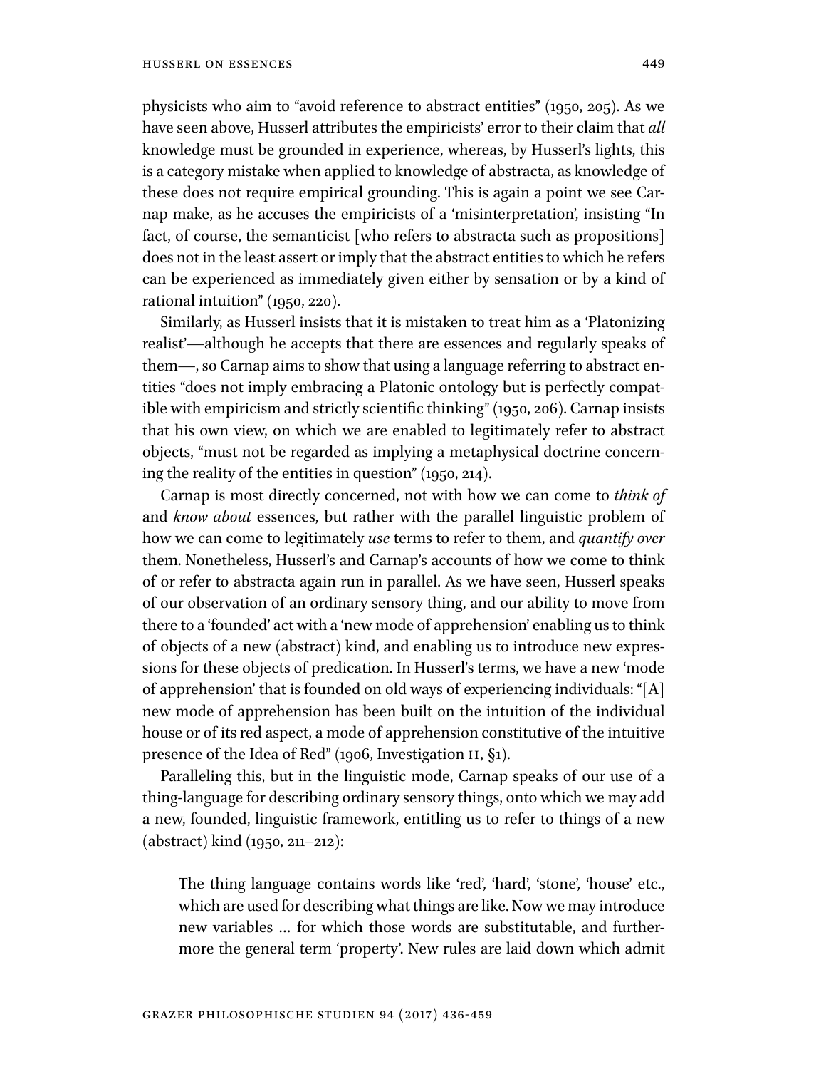physicists who aim to "avoid reference to abstract entities" (1950, 205). As we have seen above, Husserl attributes the empiricists' error to their claim that *all* knowledge must be grounded in experience, whereas, by Husserl's lights, this is a category mistake when applied to knowledge of abstracta, as knowledge of these does not require empirical grounding. This is again a point we see Carnap make, as he accuses the empiricists of a 'misinterpretation', insisting "In fact, of course, the semanticist [who refers to abstracta such as propositions] does not in the least assert or imply that the abstract entities to which he refers can be experienced as immediately given either by sensation or by a kind of rational intuition" (1950, 220).

Similarly, as Husserl insists that it is mistaken to treat him as a 'Platonizing realist'—although he accepts that there are essences and regularly speaks of them—, so Carnap aims to show that using a language referring to abstract entities "does not imply embracing a Platonic ontology but is perfectly compatible with empiricism and strictly scientific thinking" (1950, 206). Carnap insists that his own view, on which we are enabled to legitimately refer to abstract objects, "must not be regarded as implying a metaphysical doctrine concerning the reality of the entities in question" (1950, 214).

Carnap is most directly concerned, not with how we can come to *think of* and *know about* essences, but rather with the parallel linguistic problem of how we can come to legitimately *use* terms to refer to them, and *quantify over* them. Nonetheless, Husserl's and Carnap's accounts of how we come to think of or refer to abstracta again run in parallel. As we have seen, Husserl speaks of our observation of an ordinary sensory thing, and our ability to move from there to a 'founded' act with a 'new mode of apprehension' enabling us to think of objects of a new (abstract) kind, and enabling us to introduce new expressions for these objects of predication. In Husserl's terms, we have a new 'mode of apprehension' that is founded on old ways of experiencing individuals: "[A] new mode of apprehension has been built on the intuition of the individual house or of its red aspect, a mode of apprehension constitutive of the intuitive presence of the Idea of Red" (1906, Investigation II, §1).

Paralleling this, but in the linguistic mode, Carnap speaks of our use of a thing-language for describing ordinary sensory things, onto which we may add a new, founded, linguistic framework, entitling us to refer to things of a new (abstract) kind (1950, 211–212):

> The thing language contains words like 'red', 'hard', 'stone', 'house' etc., which are used for describing what things are like. Now we may introduce new variables … for which those words are substitutable, and furthermore the general term 'property'. New rules are laid down which admit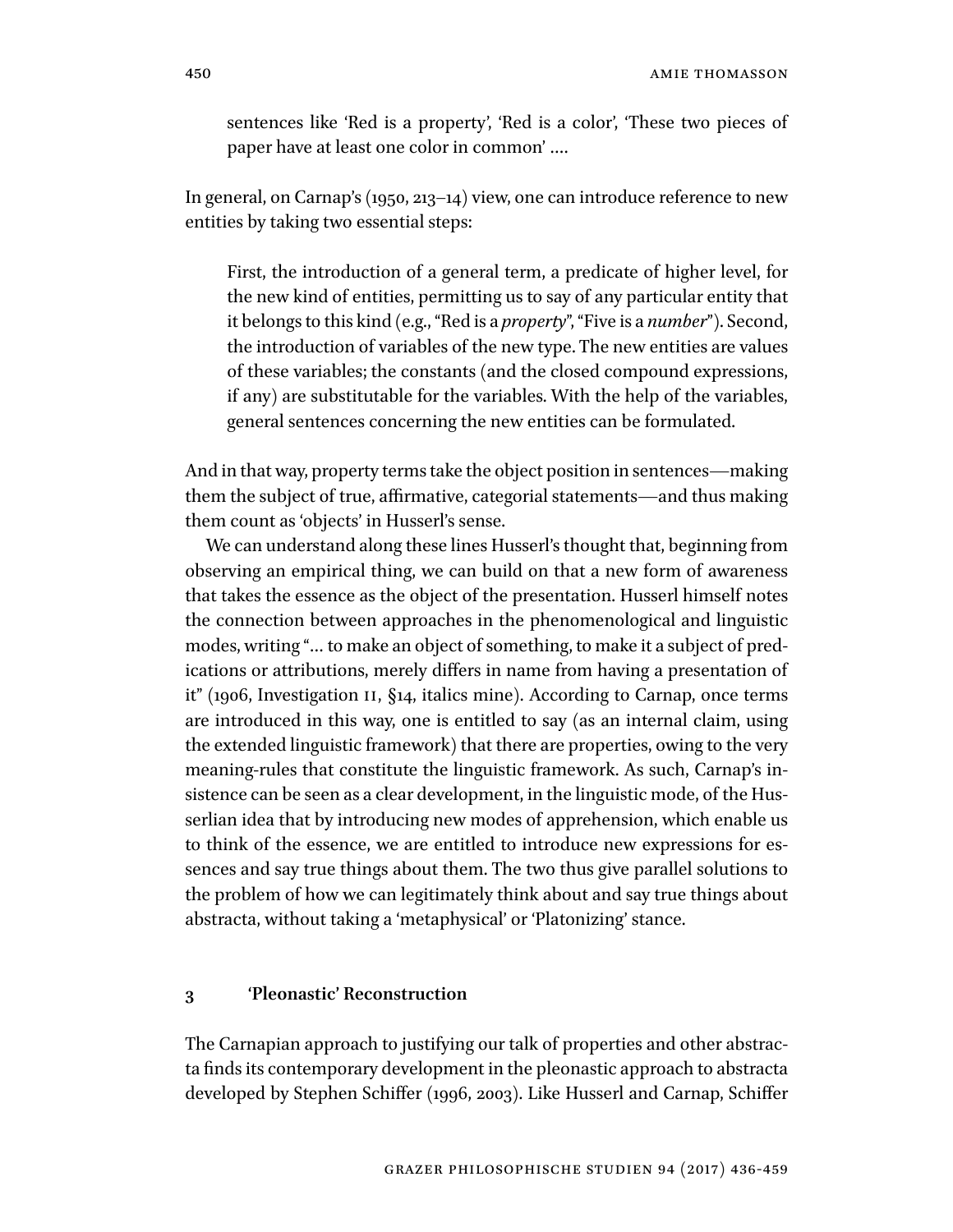> sentences like 'Red is a property', 'Red is a color', 'These two pieces of paper have at least one color in common' ....

In general, on Carnap's (1950, 213–14) view, one can introduce reference to new entities by taking two essential steps:

> First, the introduction of a general term, a predicate of higher level, for the new kind of entities, permitting us to say of any particular entity that it belongs to this kind (e.g., "Red is a *property*", "Five is a *number*"). Second, the introduction of variables of the new type. The new entities are values of these variables; the constants (and the closed compound expressions, if any) are substitutable for the variables. With the help of the variables, general sentences concerning the new entities can be formulated.

And in that way, property terms take the object position in sentences—making them the subject of true, affirmative, categorial statements—and thus making them count as 'objects' in Husserl's sense.

We can understand along these lines Husserl's thought that, beginning from observing an empirical thing, we can build on that a new form of awareness that takes the essence as the object of the presentation. Husserl himself notes the connection between approaches in the phenomenological and linguistic modes, writing "... to make an object of something, to make it a subject of predications or attributions, merely differs in name from having a presentation of it" (1906, Investigation II, §14, italics mine). According to Carnap, once terms are introduced in this way, one is entitled to say (as an internal claim, using the extended linguistic framework) that there are properties, owing to the very meaning-rules that constitute the linguistic framework. As such, Carnap's insistence can be seen as a clear development, in the linguistic mode, of the Husserlian idea that by introducing new modes of apprehension, which enable us to think of the essence, we are entitled to introduce new expressions for essences and say true things about them. The two thus give parallel solutions to the problem of how we can legitimately think about and say true things about abstracta, without taking a 'metaphysical' or 'Platonizing' stance.

## 3 'Pleonastic' Reconstruction

The Carnapian approach to justifying our talk of properties and other abstracta finds its contemporary development in the pleonastic approach to abstracta developed by Stephen Schiffer (1996, 2003). Like Husserl and Carnap, Schiffer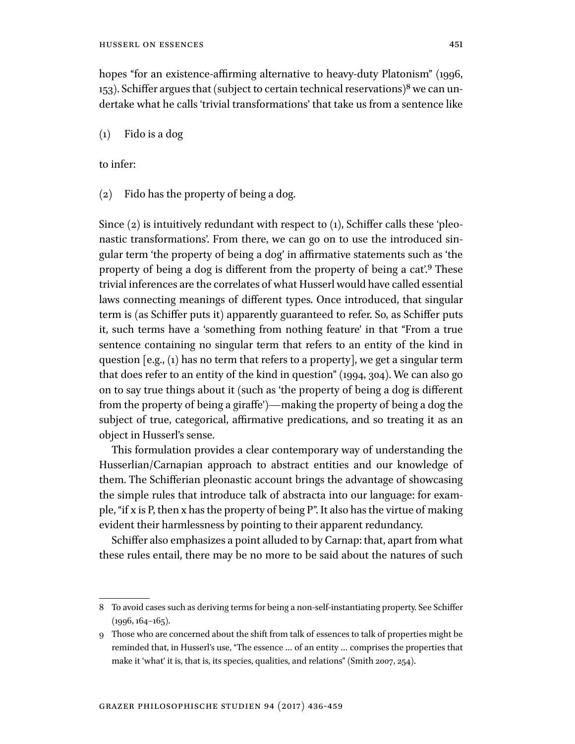hopes "for an existence-affirming alternative to heavy-duty Platonism" (1996, 153). Schiffer argues that (subject to certain technical reservations)[8] we can undertake what he calls 'trivial transformations' that take us from a sentence like

(1) Fido is a dog

to infer:

(2) Fido has the property of being a dog.

Since (2) is intuitively redundant with respect to (1), Schiffer calls these 'pleonastic transformations'. From there, we can go on to use the introduced singular term 'the property of being a dog' in affirmative statements such as 'the property of being a dog is different from the property of being a cat'.[9] These trivial inferences are the correlates of what Husserl would have called essential laws connecting meanings of different types. Once introduced, that singular term is (as Schiffer puts it) apparently guaranteed to refer. So, as Schiffer puts it, such terms have a 'something from nothing feature' in that "From a true sentence containing no singular term that refers to an entity of the kind in question [e.g., (1) has no term that refers to a property], we get a singular term that does refer to an entity of the kind in question" (1994, 304). We can also go on to say true things about it (such as 'the property of being a dog is different from the property of being a giraffe')—making the property of being a dog the subject of true, categorical, affirmative predications, and so treating it as an object in Husserl's sense.

This formulation provides a clear contemporary way of understanding the Husserlian/Carnapian approach to abstract entities and our knowledge of them. The Schifferian pleonastic account brings the advantage of showcasing the simple rules that introduce talk of abstracta into our language: for example, "if x is P, then x has the property of being P". It also has the virtue of making evident their harmlessness by pointing to their apparent redundancy.

Schiffer also emphasizes a point alluded to by Carnap: that, apart from what these rules entail, there may be no more to be said about the natures of such

---

8 To avoid cases such as deriving terms for being a non-self-instantiating property. See Schiffer (1996, 164–165).

9 Those who are concerned about the shift from talk of essences to talk of properties might be reminded that, in Husserl's use, "The essence … of an entity … comprises the properties that make it 'what' it is, that is, its species, qualities, and relations" (Smith 2007, 254).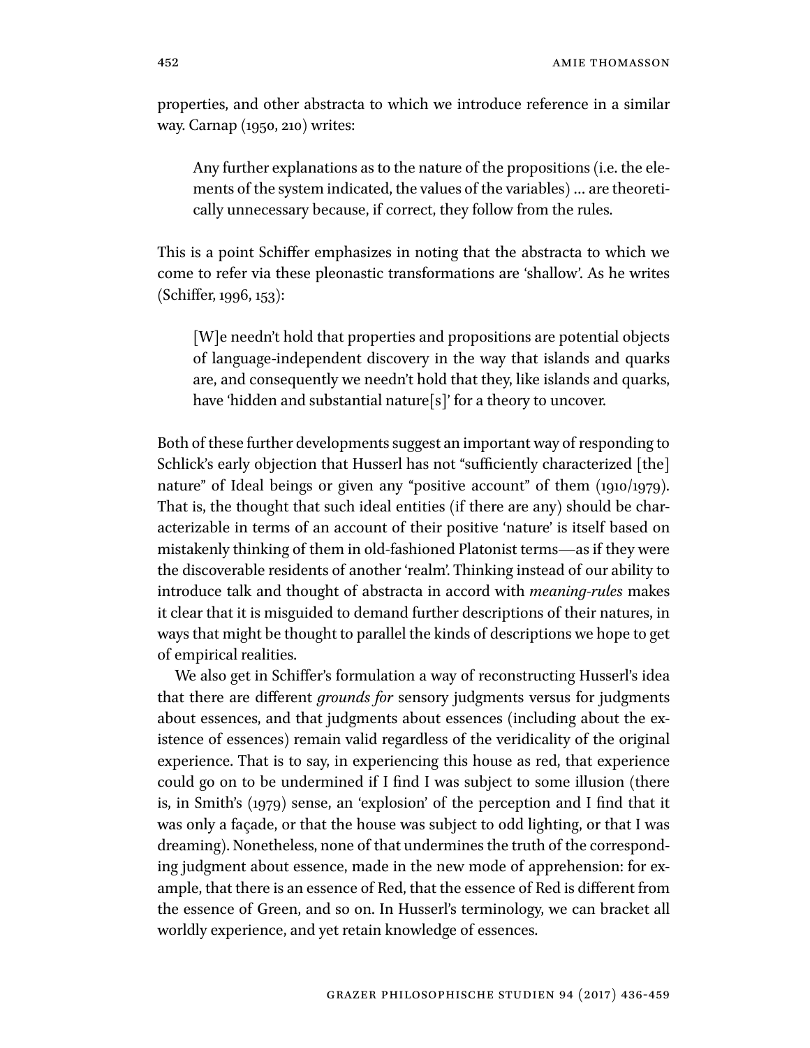properties, and other abstracta to which we introduce reference in a similar way. Carnap (1950, 210) writes:

> Any further explanations as to the nature of the propositions (i.e. the elements of the system indicated, the values of the variables) … are theoretically unnecessary because, if correct, they follow from the rules.

This is a point Schiffer emphasizes in noting that the abstracta to which we come to refer via these pleonastic transformations are 'shallow'. As he writes (Schiffer, 1996, 153):

> [W]e needn't hold that properties and propositions are potential objects of language-independent discovery in the way that islands and quarks are, and consequently we needn't hold that they, like islands and quarks, have 'hidden and substantial nature[s]' for a theory to uncover.

Both of these further developments suggest an important way of responding to Schlick's early objection that Husserl has not "sufficiently characterized [the] nature" of Ideal beings or given any "positive account" of them (1910/1979). That is, the thought that such ideal entities (if there are any) should be characterizable in terms of an account of their positive 'nature' is itself based on mistakenly thinking of them in old-fashioned Platonist terms—as if they were the discoverable residents of another 'realm'. Thinking instead of our ability to introduce talk and thought of abstracta in accord with *meaning-rules* makes it clear that it is misguided to demand further descriptions of their natures, in ways that might be thought to parallel the kinds of descriptions we hope to get of empirical realities.

We also get in Schiffer's formulation a way of reconstructing Husserl's idea that there are different *grounds for* sensory judgments versus for judgments about essences, and that judgments about essences (including about the existence of essences) remain valid regardless of the veridicality of the original experience. That is to say, in experiencing this house as red, that experience could go on to be undermined if I find I was subject to some illusion (there is, in Smith's (1979) sense, an 'explosion' of the perception and I find that it was only a façade, or that the house was subject to odd lighting, or that I was dreaming). Nonetheless, none of that undermines the truth of the corresponding judgment about essence, made in the new mode of apprehension: for example, that there is an essence of Red, that the essence of Red is different from the essence of Green, and so on. In Husserl's terminology, we can bracket all worldly experience, and yet retain knowledge of essences.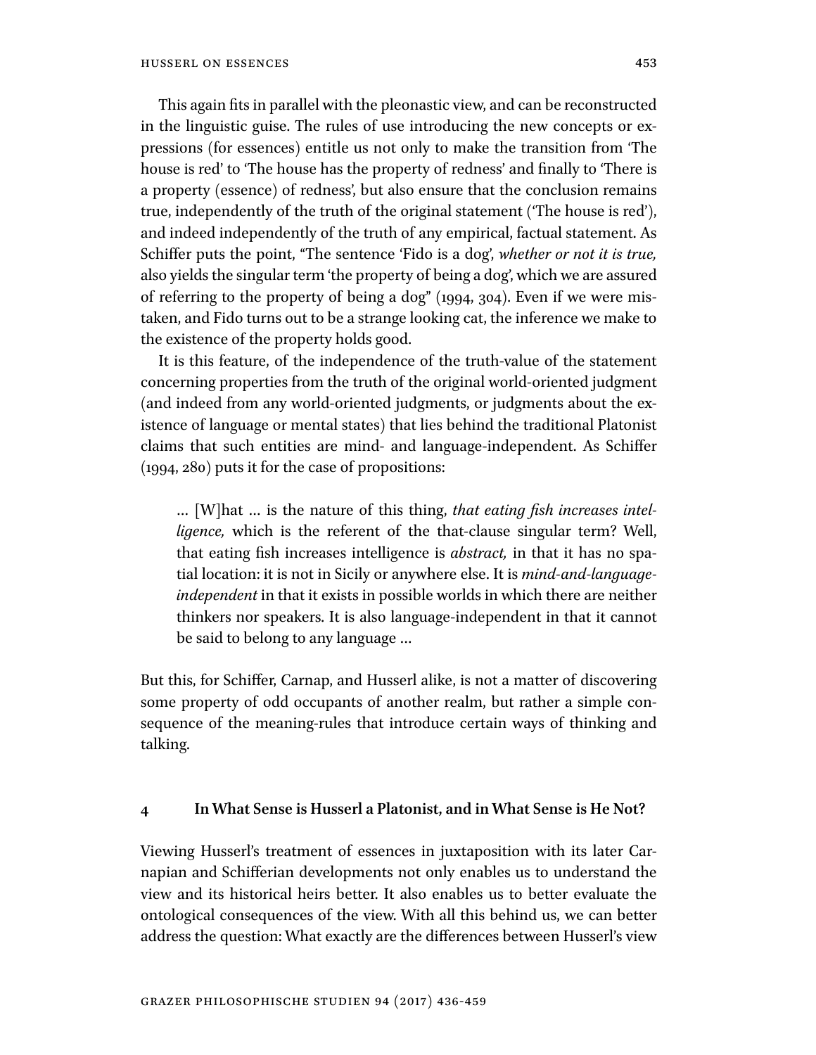This again fits in parallel with the pleonastic view, and can be reconstructed in the linguistic guise. The rules of use introducing the new concepts or expressions (for essences) entitle us not only to make the transition from 'The house is red' to 'The house has the property of redness' and finally to 'There is a property (essence) of redness', but also ensure that the conclusion remains true, independently of the truth of the original statement ('The house is red'), and indeed independently of the truth of any empirical, factual statement. As Schiffer puts the point, "The sentence 'Fido is a dog', *whether or not it is true,* also yields the singular term 'the property of being a dog', which we are assured of referring to the property of being a dog" (1994, 304). Even if we were mistaken, and Fido turns out to be a strange looking cat, the inference we make to the existence of the property holds good.

It is this feature, of the independence of the truth-value of the statement concerning properties from the truth of the original world-oriented judgment (and indeed from any world-oriented judgments, or judgments about the existence of language or mental states) that lies behind the traditional Platonist claims that such entities are mind- and language-independent. As Schiffer (1994, 280) puts it for the case of propositions:

> ... [W]hat ... is the nature of this thing, *that eating fish increases intelligence,* which is the referent of the that-clause singular term? Well, that eating fish increases intelligence is *abstract,* in that it has no spatial location: it is not in Sicily or anywhere else. It is *mind-and-language-independent* in that it exists in possible worlds in which there are neither thinkers nor speakers. It is also language-independent in that it cannot be said to belong to any language ...

But this, for Schiffer, Carnap, and Husserl alike, is not a matter of discovering some property of odd occupants of another realm, but rather a simple consequence of the meaning-rules that introduce certain ways of thinking and talking.

## 4 In What Sense is Husserl a Platonist, and in What Sense is He Not?

Viewing Husserl's treatment of essences in juxtaposition with its later Carnapian and Schifferian developments not only enables us to understand the view and its historical heirs better. It also enables us to better evaluate the ontological consequences of the view. With all this behind us, we can better address the question: What exactly are the differences between Husserl's view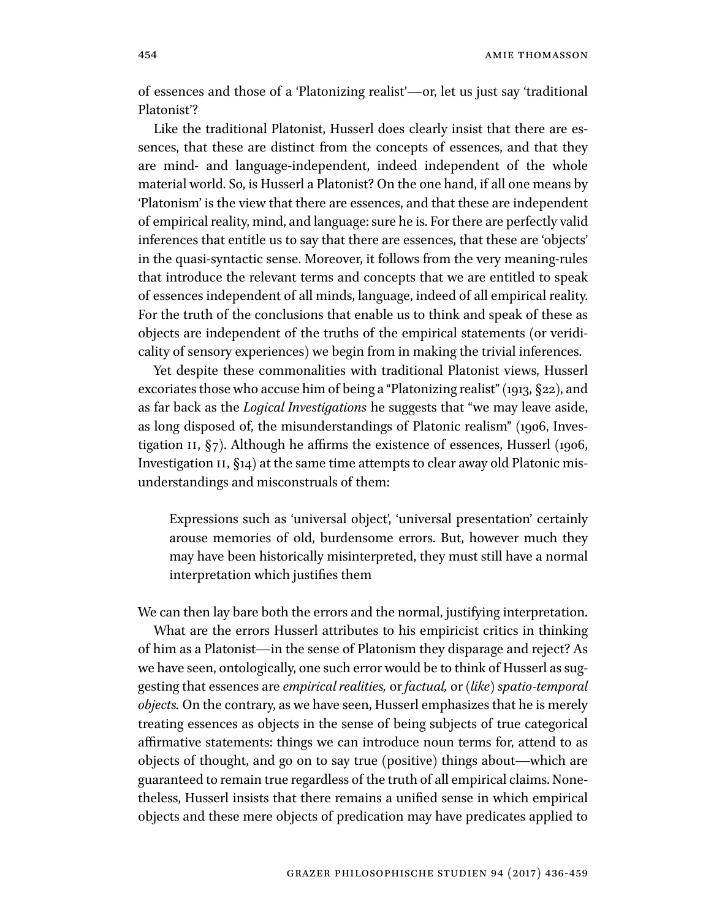of essences and those of a 'Platonizing realist'—or, let us just say 'traditional Platonist'?

Like the traditional Platonist, Husserl does clearly insist that there are essences, that these are distinct from the concepts of essences, and that they are mind- and language-independent, indeed independent of the whole material world. So, is Husserl a Platonist? On the one hand, if all one means by 'Platonism' is the view that there are essences, and that these are independent of empirical reality, mind, and language: sure he is. For there are perfectly valid inferences that entitle us to say that there are essences, that these are 'objects' in the quasi-syntactic sense. Moreover, it follows from the very meaning-rules that introduce the relevant terms and concepts that we are entitled to speak of essences independent of all minds, language, indeed of all empirical reality. For the truth of the conclusions that enable us to think and speak of these as objects are independent of the truths of the empirical statements (or veridicality of sensory experiences) we begin from in making the trivial inferences.

Yet despite these commonalities with traditional Platonist views, Husserl excoriates those who accuse him of being a "Platonizing realist" (1913, §22), and as far back as the *Logical Investigations* he suggests that "we may leave aside, as long disposed of, the misunderstandings of Platonic realism" (1906, Investigation II, §7). Although he affirms the existence of essences, Husserl (1906, Investigation II, §14) at the same time attempts to clear away old Platonic misunderstandings and misconstruals of them:

> Expressions such as 'universal object', 'universal presentation' certainly arouse memories of old, burdensome errors. But, however much they may have been historically misinterpreted, they must still have a normal interpretation which justifies them

We can then lay bare both the errors and the normal, justifying interpretation.

What are the errors Husserl attributes to his empiricist critics in thinking of him as a Platonist—in the sense of Platonism they disparage and reject? As we have seen, ontologically, one such error would be to think of Husserl as suggesting that essences are *empirical realities,* or *factual,* or (*like*) *spatio-temporal objects.* On the contrary, as we have seen, Husserl emphasizes that he is merely treating essences as objects in the sense of being subjects of true categorical affirmative statements: things we can introduce noun terms for, attend to as objects of thought, and go on to say true (positive) things about—which are guaranteed to remain true regardless of the truth of all empirical claims. Nonetheless, Husserl insists that there remains a unified sense in which empirical objects and these mere objects of predication may have predicates applied to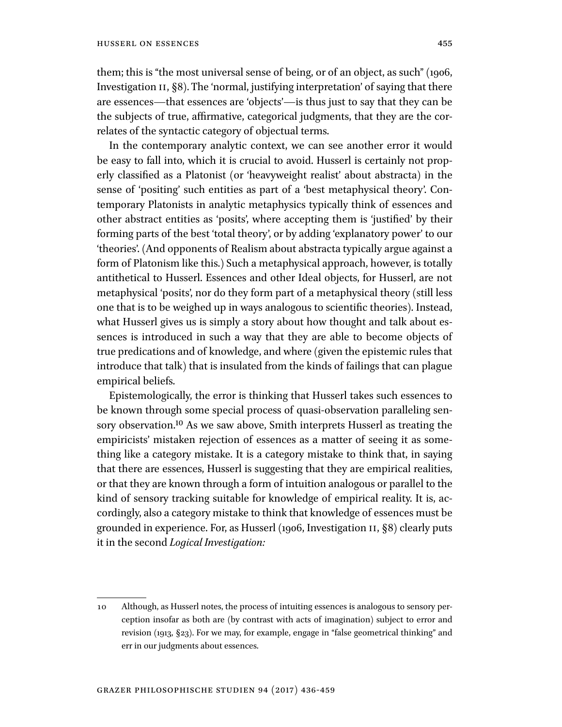them; this is "the most universal sense of being, or of an object, as such" (1906, Investigation II, §8). The 'normal, justifying interpretation' of saying that there are essences—that essences are 'objects'—is thus just to say that they can be the subjects of true, affirmative, categorical judgments, that they are the correlates of the syntactic category of objectual terms.

In the contemporary analytic context, we can see another error it would be easy to fall into, which it is crucial to avoid. Husserl is certainly not properly classified as a Platonist (or 'heavyweight realist' about abstracta) in the sense of 'positing' such entities as part of a 'best metaphysical theory'. Contemporary Platonists in analytic metaphysics typically think of essences and other abstract entities as 'posits', where accepting them is 'justified' by their forming parts of the best 'total theory', or by adding 'explanatory power' to our 'theories'. (And opponents of Realism about abstracta typically argue against a form of Platonism like this.) Such a metaphysical approach, however, is totally antithetical to Husserl. Essences and other Ideal objects, for Husserl, are not metaphysical 'posits', nor do they form part of a metaphysical theory (still less one that is to be weighed up in ways analogous to scientific theories). Instead, what Husserl gives us is simply a story about how thought and talk about essences is introduced in such a way that they are able to become objects of true predications and of knowledge, and where (given the epistemic rules that introduce that talk) that is insulated from the kinds of failings that can plague empirical beliefs.

Epistemologically, the error is thinking that Husserl takes such essences to be known through some special process of quasi-observation paralleling sensory observation.[10] As we saw above, Smith interprets Husserl as treating the empiricists' mistaken rejection of essences as a matter of seeing it as something like a category mistake. It is a category mistake to think that, in saying that there are essences, Husserl is suggesting that they are empirical realities, or that they are known through a form of intuition analogous or parallel to the kind of sensory tracking suitable for knowledge of empirical reality. It is, accordingly, also a category mistake to think that knowledge of essences must be grounded in experience. For, as Husserl (1906, Investigation II, §8) clearly puts it in the second *Logical Investigation:*

---

10 Although, as Husserl notes, the process of intuiting essences is analogous to sensory perception insofar as both are (by contrast with acts of imagination) subject to error and revision (1913, §23). For we may, for example, engage in "false geometrical thinking" and err in our judgments about essences.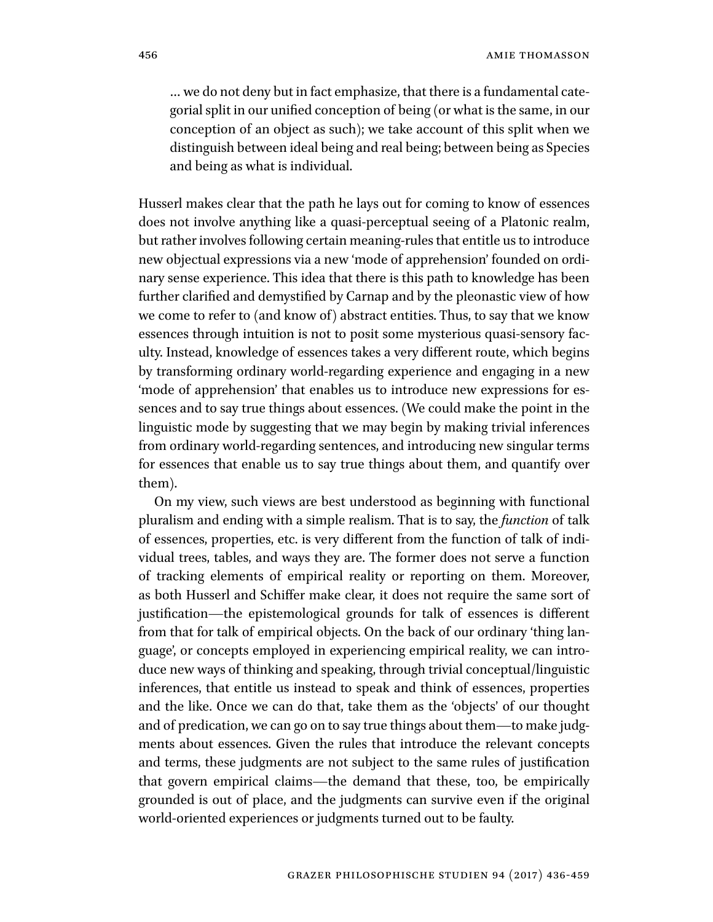… we do not deny but in fact emphasize, that there is a fundamental categorial split in our unified conception of being (or what is the same, in our conception of an object as such); we take account of this split when we distinguish between ideal being and real being; between being as Species and being as what is individual.

Husserl makes clear that the path he lays out for coming to know of essences does not involve anything like a quasi-perceptual seeing of a Platonic realm, but rather involves following certain meaning-rules that entitle us to introduce new objectual expressions via a new 'mode of apprehension' founded on ordinary sense experience. This idea that there is this path to knowledge has been further clarified and demystified by Carnap and by the pleonastic view of how we come to refer to (and know of) abstract entities. Thus, to say that we know essences through intuition is not to posit some mysterious quasi-sensory faculty. Instead, knowledge of essences takes a very different route, which begins by transforming ordinary world-regarding experience and engaging in a new 'mode of apprehension' that enables us to introduce new expressions for essences and to say true things about essences. (We could make the point in the linguistic mode by suggesting that we may begin by making trivial inferences from ordinary world-regarding sentences, and introducing new singular terms for essences that enable us to say true things about them, and quantify over them).

On my view, such views are best understood as beginning with functional pluralism and ending with a simple realism. That is to say, the *function* of talk of essences, properties, etc. is very different from the function of talk of individual trees, tables, and ways they are. The former does not serve a function of tracking elements of empirical reality or reporting on them. Moreover, as both Husserl and Schiffer make clear, it does not require the same sort of justification—the epistemological grounds for talk of essences is different from that for talk of empirical objects. On the back of our ordinary 'thing language', or concepts employed in experiencing empirical reality, we can introduce new ways of thinking and speaking, through trivial conceptual/linguistic inferences, that entitle us instead to speak and think of essences, properties and the like. Once we can do that, take them as the 'objects' of our thought and of predication, we can go on to say true things about them—to make judgments about essences. Given the rules that introduce the relevant concepts and terms, these judgments are not subject to the same rules of justification that govern empirical claims—the demand that these, too, be empirically grounded is out of place, and the judgments can survive even if the original world-oriented experiences or judgments turned out to be faulty.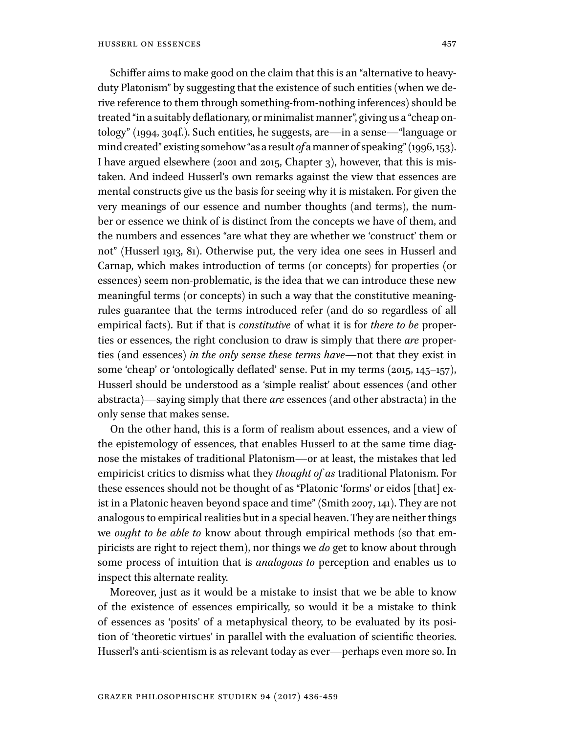Schiffer aims to make good on the claim that this is an "alternative to heavy-duty Platonism" by suggesting that the existence of such entities (when we derive reference to them through something-from-nothing inferences) should be treated "in a suitably deflationary, or minimalist manner", giving us a "cheap ontology" (1994, 304f.). Such entities, he suggests, are—in a sense—"language or mind created" existing somehow "as a result *of* a manner of speaking" (1996, 153). I have argued elsewhere (2001 and 2015, Chapter 3), however, that this is mistaken. And indeed Husserl's own remarks against the view that essences are mental constructs give us the basis for seeing why it is mistaken. For given the very meanings of our essence and number thoughts (and terms), the number or essence we think of is distinct from the concepts we have of them, and the numbers and essences "are what they are whether we 'construct' them or not" (Husserl 1913, 81). Otherwise put, the very idea one sees in Husserl and Carnap, which makes introduction of terms (or concepts) for properties (or essences) seem non-problematic, is the idea that we can introduce these new meaningful terms (or concepts) in such a way that the constitutive meaning-rules guarantee that the terms introduced refer (and do so regardless of all empirical facts). But if that is *constitutive* of what it is for *there to be* properties or essences, the right conclusion to draw is simply that there *are* properties (and essences) *in the only sense these terms have*—not that they exist in some 'cheap' or 'ontologically deflated' sense. Put in my terms (2015, 145–157), Husserl should be understood as a 'simple realist' about essences (and other abstracta)—saying simply that there *are* essences (and other abstracta) in the only sense that makes sense.

On the other hand, this is a form of realism about essences, and a view of the epistemology of essences, that enables Husserl to at the same time diagnose the mistakes of traditional Platonism—or at least, the mistakes that led empiricist critics to dismiss what they *thought of as* traditional Platonism. For these essences should not be thought of as "Platonic 'forms' or eidos [that] exist in a Platonic heaven beyond space and time" (Smith 2007, 141). They are not analogous to empirical realities but in a special heaven. They are neither things we *ought to be able to* know about through empirical methods (so that empiricists are right to reject them), nor things we *do* get to know about through some process of intuition that is *analogous to* perception and enables us to inspect this alternate reality.

Moreover, just as it would be a mistake to insist that we be able to know of the existence of essences empirically, so would it be a mistake to think of essences as 'posits' of a metaphysical theory, to be evaluated by its position of 'theoretic virtues' in parallel with the evaluation of scientific theories. Husserl's anti-scientism is as relevant today as ever—perhaps even more so. In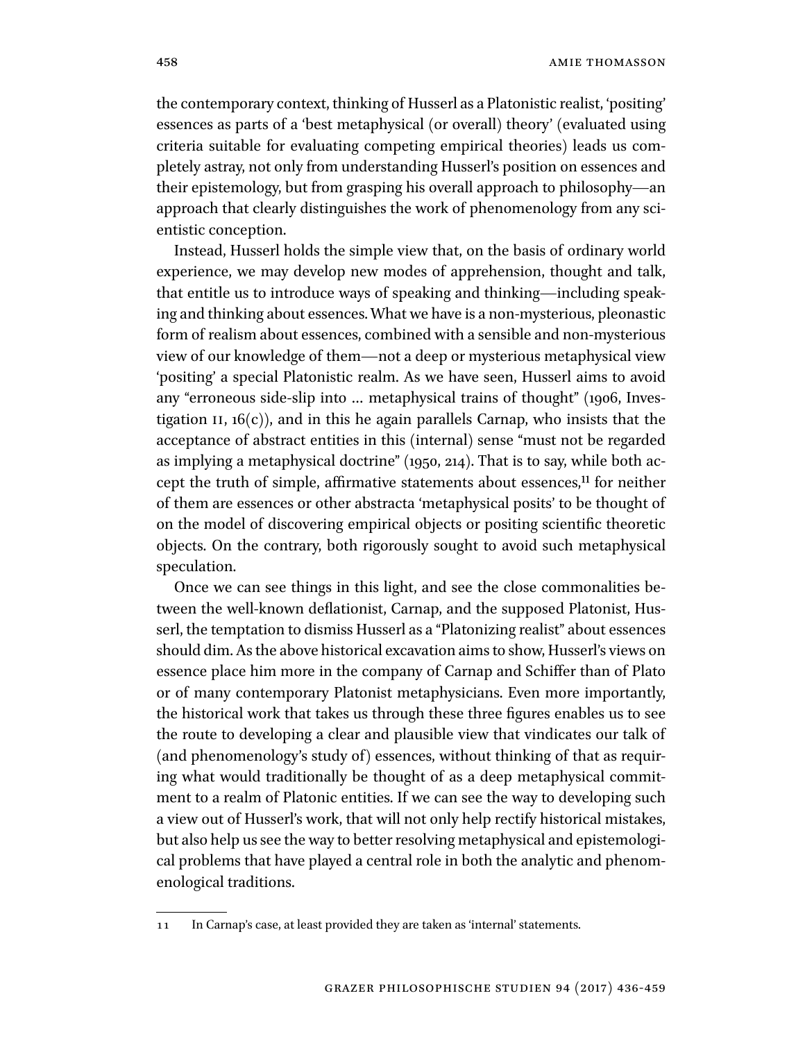the contemporary context, thinking of Husserl as a Platonistic realist, 'positing' essences as parts of a 'best metaphysical (or overall) theory' (evaluated using criteria suitable for evaluating competing empirical theories) leads us completely astray, not only from understanding Husserl's position on essences and their epistemology, but from grasping his overall approach to philosophy—an approach that clearly distinguishes the work of phenomenology from any scientistic conception.

Instead, Husserl holds the simple view that, on the basis of ordinary world experience, we may develop new modes of apprehension, thought and talk, that entitle us to introduce ways of speaking and thinking—including speaking and thinking about essences. What we have is a non-mysterious, pleonastic form of realism about essences, combined with a sensible and non-mysterious view of our knowledge of them—not a deep or mysterious metaphysical view 'positing' a special Platonistic realm. As we have seen, Husserl aims to avoid any "erroneous side-slip into … metaphysical trains of thought" (1906, Investigation II, 16(c)), and in this he again parallels Carnap, who insists that the acceptance of abstract entities in this (internal) sense "must not be regarded as implying a metaphysical doctrine" (1950, 214). That is to say, while both accept the truth of simple, affirmative statements about essences,[11] for neither of them are essences or other abstracta 'metaphysical posits' to be thought of on the model of discovering empirical objects or positing scientific theoretic objects. On the contrary, both rigorously sought to avoid such metaphysical speculation.

Once we can see things in this light, and see the close commonalities between the well-known deflationist, Carnap, and the supposed Platonist, Husserl, the temptation to dismiss Husserl as a "Platonizing realist" about essences should dim. As the above historical excavation aims to show, Husserl's views on essence place him more in the company of Carnap and Schiffer than of Plato or of many contemporary Platonist metaphysicians. Even more importantly, the historical work that takes us through these three figures enables us to see the route to developing a clear and plausible view that vindicates our talk of (and phenomenology's study of) essences, without thinking of that as requiring what would traditionally be thought of as a deep metaphysical commitment to a realm of Platonic entities. If we can see the way to developing such a view out of Husserl's work, that will not only help rectify historical mistakes, but also help us see the way to better resolving metaphysical and epistemological problems that have played a central role in both the analytic and phenomenological traditions.

---

11 In Carnap's case, at least provided they are taken as 'internal' statements.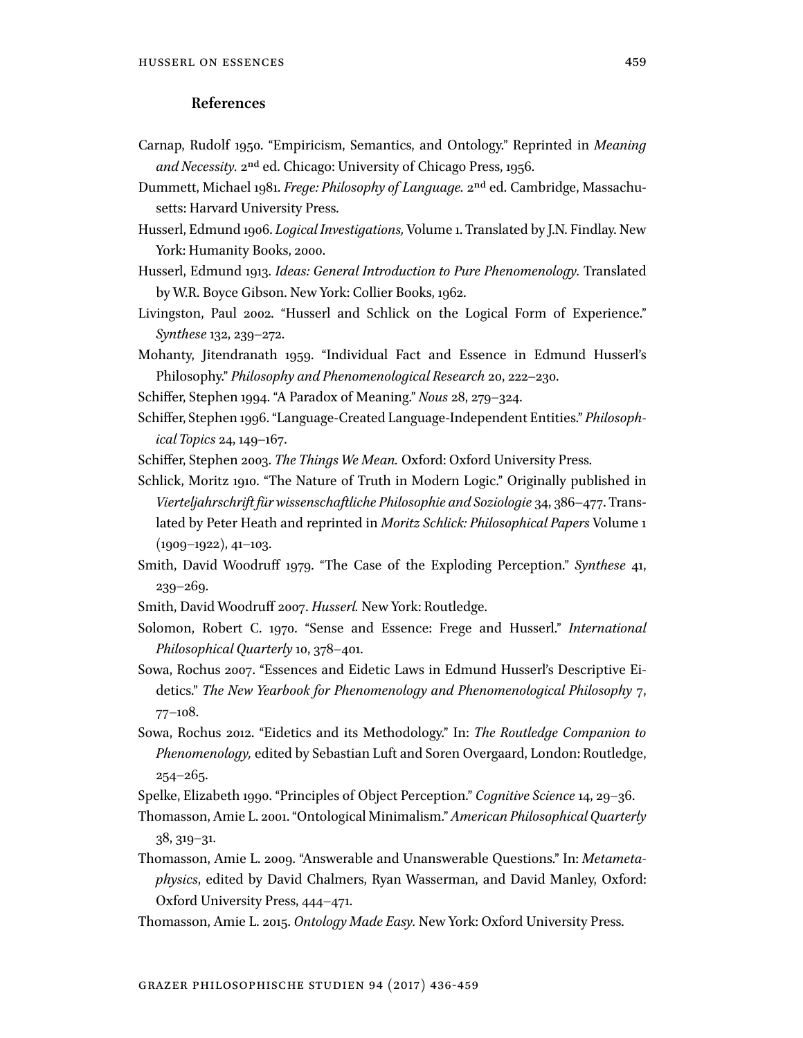## References

Carnap, Rudolf 1950. "Empiricism, Semantics, and Ontology." Reprinted in *Meaning and Necessity*. 2nd ed. Chicago: University of Chicago Press, 1956.

Dummett, Michael 1981. *Frege: Philosophy of Language.* 2nd ed. Cambridge, Massachusetts: Harvard University Press.

Husserl, Edmund 1906. *Logical Investigations,* Volume 1. Translated by J.N. Findlay. New York: Humanity Books, 2000.

Husserl, Edmund 1913. *Ideas: General Introduction to Pure Phenomenology.* Translated by W.R. Boyce Gibson. New York: Collier Books, 1962.

Livingston, Paul 2002. "Husserl and Schlick on the Logical Form of Experience." *Synthese* 132, 239–272.

Mohanty, Jitendranath 1959. "Individual Fact and Essence in Edmund Husserl's Philosophy." *Philosophy and Phenomenological Research* 20, 222–230.

Schiffer, Stephen 1994. "A Paradox of Meaning." *Nous* 28, 279–324.

Schiffer, Stephen 1996. "Language-Created Language-Independent Entities." *Philosophical Topics* 24, 149–167.

Schiffer, Stephen 2003. *The Things We Mean.* Oxford: Oxford University Press.

Schlick, Moritz 1910. "The Nature of Truth in Modern Logic." Originally published in *Vierteljahrschrift für wissenschaftliche Philosophie and Soziologie* 34, 386–477. Translated by Peter Heath and reprinted in *Moritz Schlick: Philosophical Papers* Volume 1 (1909–1922), 41–103.

Smith, David Woodruff 1979. "The Case of the Exploding Perception." *Synthese* 41, 239–269.

Smith, David Woodruff 2007. *Husserl.* New York: Routledge.

Solomon, Robert C. 1970. "Sense and Essence: Frege and Husserl." *International Philosophical Quarterly* 10, 378–401.

Sowa, Rochus 2007. "Essences and Eidetic Laws in Edmund Husserl's Descriptive Eidetics." *The New Yearbook for Phenomenology and Phenomenological Philosophy* 7, 77–108.

Sowa, Rochus 2012. "Eidetics and its Methodology." In: *The Routledge Companion to Phenomenology,* edited by Sebastian Luft and Soren Overgaard, London: Routledge, 254–265.

Spelke, Elizabeth 1990. "Principles of Object Perception." *Cognitive Science* 14, 29–36.

Thomasson, Amie L. 2001. "Ontological Minimalism." *American Philosophical Quarterly* 38, 319–31.

Thomasson, Amie L. 2009. "Answerable and Unanswerable Questions." In: *Metametaphysics*, edited by David Chalmers, Ryan Wasserman, and David Manley, Oxford: Oxford University Press, 444–471.

Thomasson, Amie L. 2015. *Ontology Made Easy.* New York: Oxford University Press.